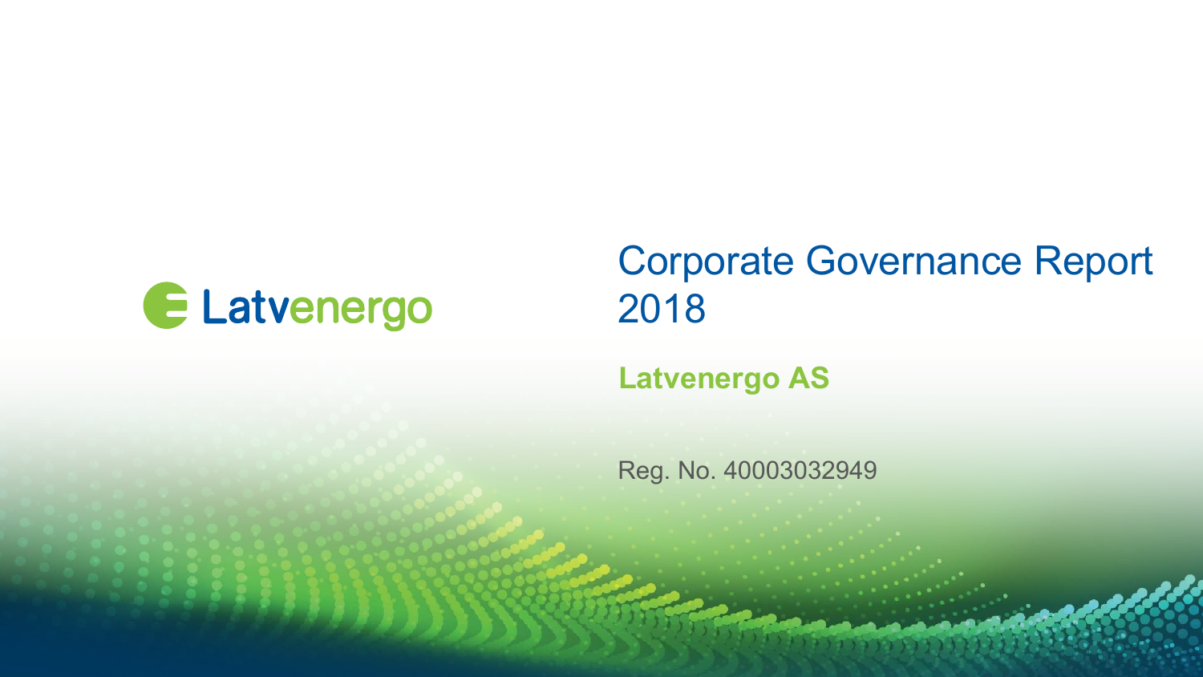Latvenergo

# Corporate Governance Report 2018

## Latvenergo AS

Reg. No. 40003032949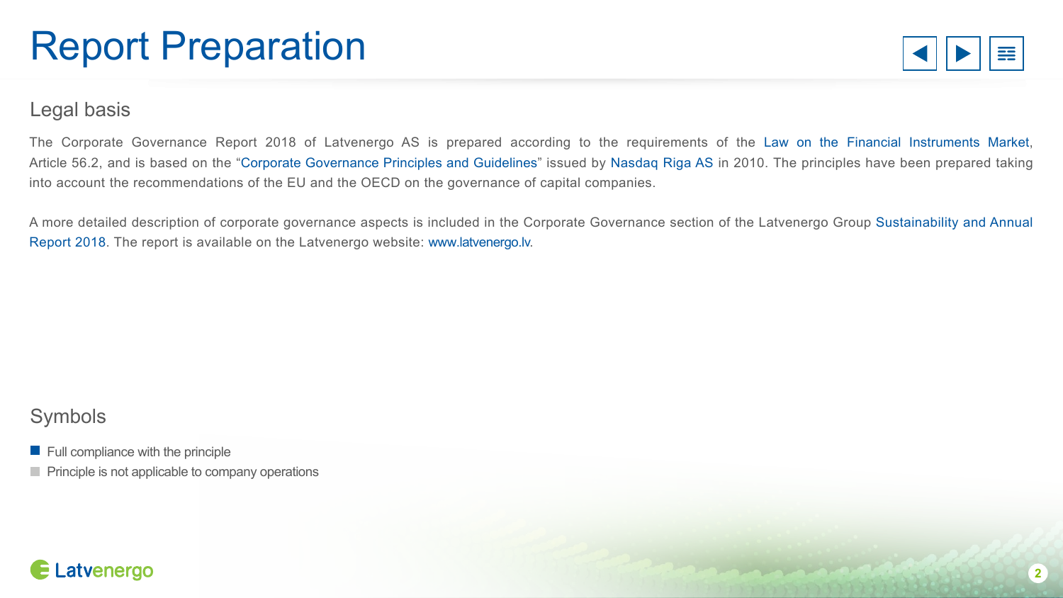# Report Preparation

## Legal basis

The Corporate Governance Report 2018 of Latvenergo AS is prepared according to the requirements of the Law on the Financial Instruments Market, Article 56.2, and is based on the "Corporate Governance Principles and Guidelines" issued by Nasdaq Riga AS in 2010. The principles have been prepared taking into account the recommendations of the EU and the OECD on the governance of capital companies.

A more detailed description of corporate governance aspects is included in the Corporate Governance section of the Latvenergo Group Sustainability and Annual Report 2018. The report is available on the Latvenergo website: www.latvenergo.lv.

## Symbols

- Full compliance with the principle
- Principle is not applicable to company operations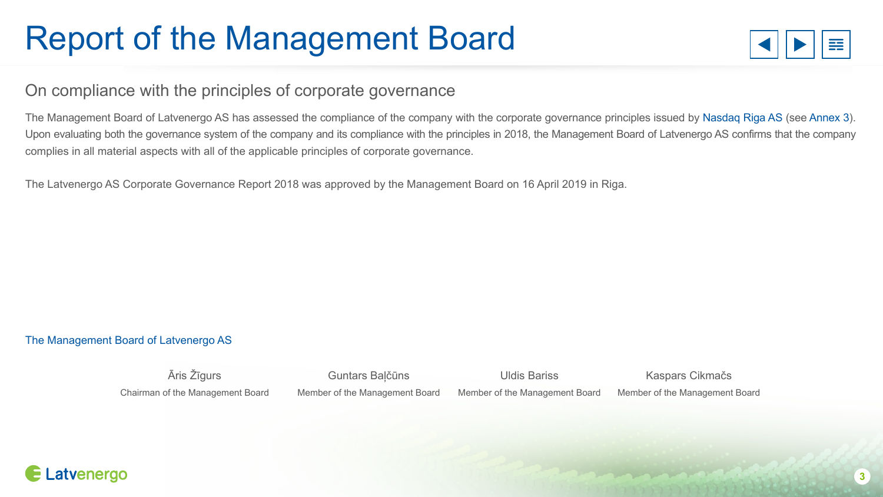# Report of the Management Board

## On compliance with the principles of corporate governance

The Management Board of Latvenergo AS has assessed the compliance of the company with the corporate governance principles issued by Nasdaq Riga AS (see Annex 3). Upon evaluating both the governance system of the company and its compliance with the principles in 2018, the Management Board of Latvenergo AS confirms that the company complies in all material aspects with all of the applicable principles of corporate governance.

The Latvenergo AS Corporate Governance Report 2018 was approved by the Management Board on 16 April 2019 in Riga.

The Management Board of Latvenergo AS

| Āris Žīgurs | Guntars Baļčūns | Uldis Bariss | Kaspars Cikmačs |
|---|---|---|---|
| Chairman of the Management Board | Member of the Management Board | Member of the Management Board | Member of the Management Board |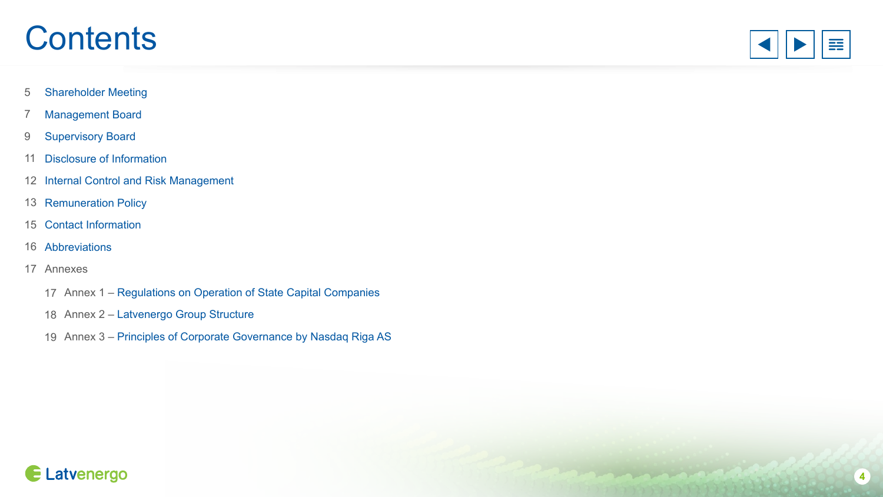# Contents

5 Shareholder Meeting

7 Management Board

9 Supervisory Board

11 Disclosure of Information

12 Internal Control and Risk Management

13 Remuneration Policy

15 Contact Information

16 Abbreviations

17 Annexes

- 17 Annex 1 – Regulations on Operation of State Capital Companies
- 18 Annex 2 – Latvenergo Group Structure
- 19 Annex 3 – Principles of Corporate Governance by Nasdaq Riga AS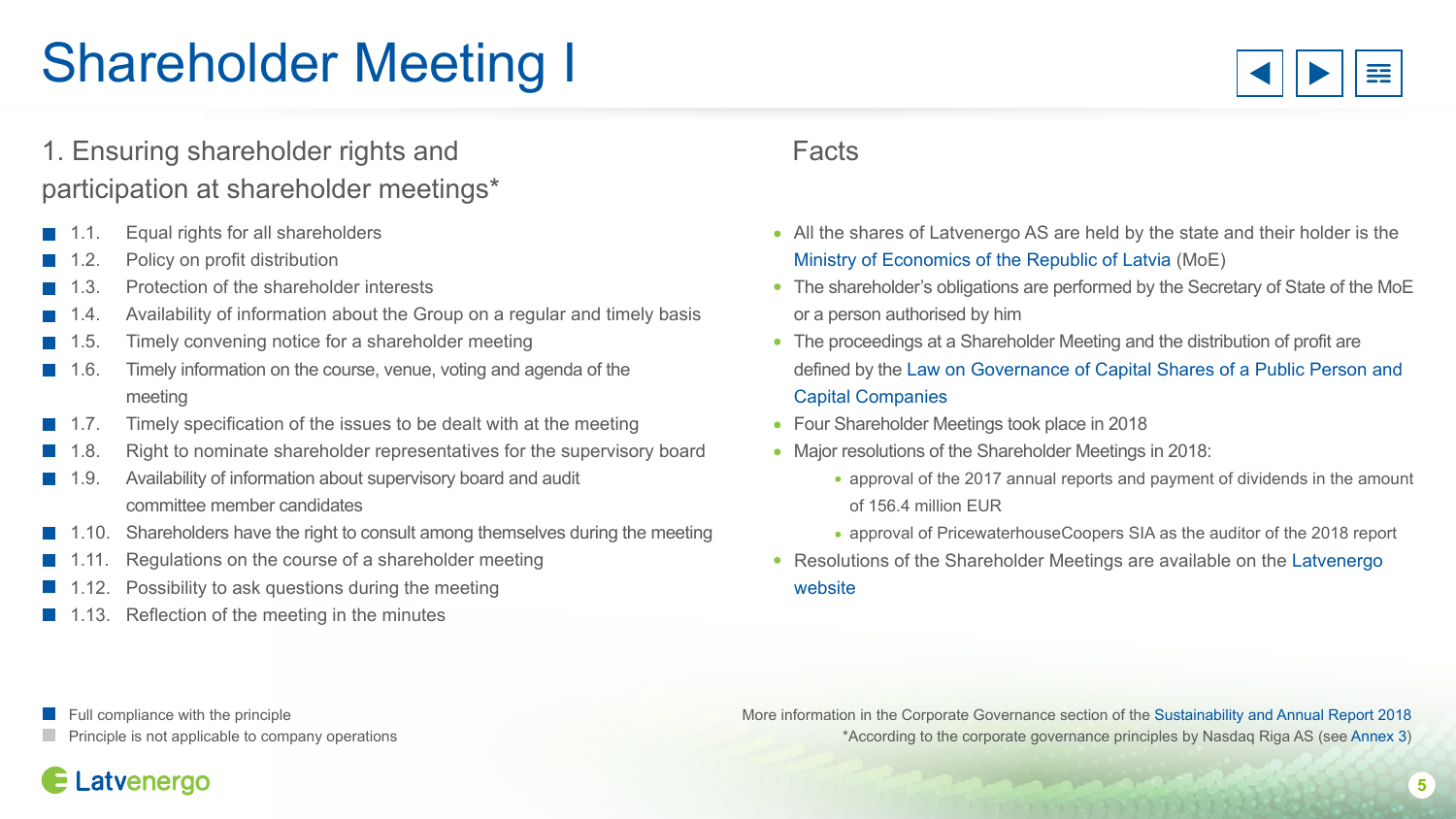# Shareholder Meeting I

## 1. Ensuring shareholder rights and participation at shareholder meetings*

- 1.1. Equal rights for all shareholders
- 1.2. Policy on profit distribution
- 1.3. Protection of the shareholder interests
- 1.4. Availability of information about the Group on a regular and timely basis
- 1.5. Timely convening notice for a shareholder meeting
- 1.6. Timely information on the course, venue, voting and agenda of the meeting
- 1.7. Timely specification of the issues to be dealt with at the meeting
- 1.8. Right to nominate shareholder representatives for the supervisory board
- 1.9. Availability of information about supervisory board and audit committee member candidates
- 1.10. Shareholders have the right to consult among themselves during the meeting
- 1.11. Regulations on the course of a shareholder meeting
- 1.12. Possibility to ask questions during the meeting
- 1.13. Reflection of the meeting in the minutes

## Facts

- All the shares of Latvenergo AS are held by the state and their holder is the Ministry of Economics of the Republic of Latvia (MoE)
- The shareholder's obligations are performed by the Secretary of State of the MoE or a person authorised by him
- The proceedings at a Shareholder Meeting and the distribution of profit are defined by the Law on Governance of Capital Shares of a Public Person and Capital Companies
- Four Shareholder Meetings took place in 2018
- Major resolutions of the Shareholder Meetings in 2018:
  - approval of the 2017 annual reports and payment of dividends in the amount of 156.4 million EUR
  - approval of PricewaterhouseCoopers SIA as the auditor of the 2018 report
- Resolutions of the Shareholder Meetings are available on the Latvenergo website

Full compliance with the principle

Principle is not applicable to company operations

More information in the Corporate Governance section of the Sustainability and Annual Report 2018

*According to the corporate governance principles by Nasdaq Riga AS (see Annex 3)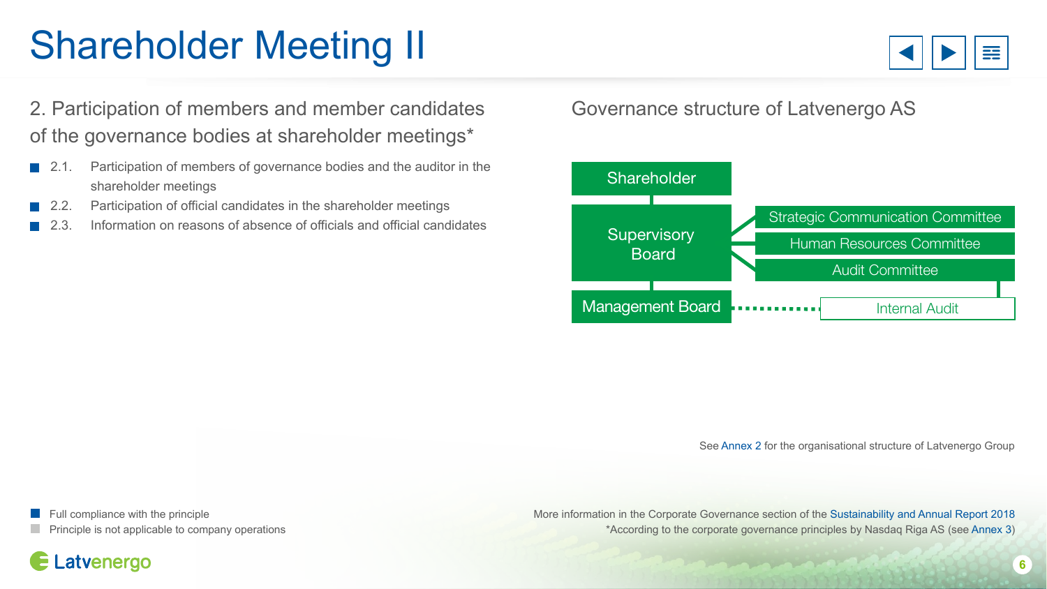# Shareholder Meeting II

## 2. Participation of members and member candidates of the governance bodies at shareholder meetings*

- 2.1. Participation of members of governance bodies and the auditor in the shareholder meetings
- 2.2. Participation of official candidates in the shareholder meetings
- 2.3. Information on reasons of absence of officials and official candidates

## Governance structure of Latvenergo AS

Shareholder

Supervisory Board

- Strategic Communication Committee
- Human Resources Committee
- Audit Committee

Management Board

Internal Audit

See Annex 2 for the organisational structure of Latvenergo Group

- Full compliance with the principle
- Principle is not applicable to company operations

More information in the Corporate Governance section of the Sustainability and Annual Report 2018

*According to the corporate governance principles by Nasdaq Riga AS (see Annex 3)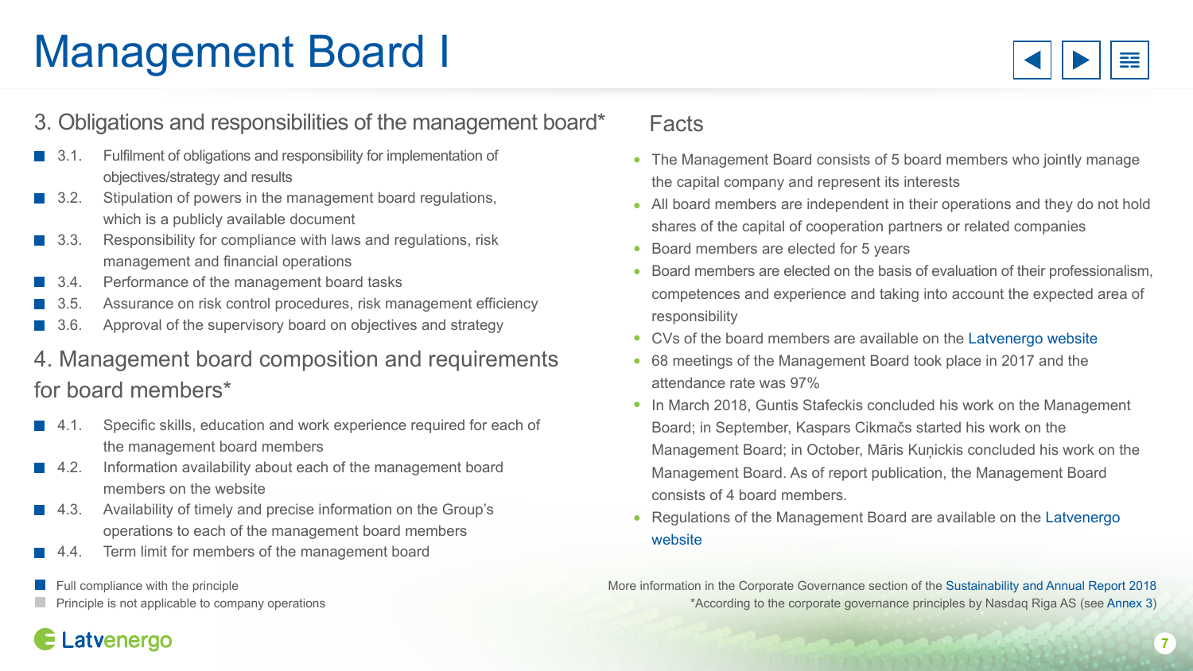# Management Board I

## 3. Obligations and responsibilities of the management board*

- 3.1. Fulfilment of obligations and responsibility for implementation of objectives/strategy and results
- 3.2. Stipulation of powers in the management board regulations, which is a publicly available document
- 3.3. Responsibility for compliance with laws and regulations, risk management and financial operations
- 3.4. Performance of the management board tasks
- 3.5. Assurance on risk control procedures, risk management efficiency
- 3.6. Approval of the supervisory board on objectives and strategy

## 4. Management board composition and requirements for board members*

- 4.1. Specific skills, education and work experience required for each of the management board members
- 4.2. Information availability about each of the management board members on the website
- 4.3. Availability of timely and precise information on the Group's operations to each of the management board members
- 4.4. Term limit for members of the management board

■ Full compliance with the principle
■ Principle is not applicable to company operations

## Facts

- The Management Board consists of 5 board members who jointly manage the capital company and represent its interests
- All board members are independent in their operations and they do not hold shares of the capital of cooperation partners or related companies
- Board members are elected for 5 years
- Board members are elected on the basis of evaluation of their professionalism, competences and experience and taking into account the expected area of responsibility
- CVs of the board members are available on the Latvenergo website
- 68 meetings of the Management Board took place in 2017 and the attendance rate was 97%
- In March 2018, Guntis Stafeckis concluded his work on the Management Board; in September, Kaspars Cikmačs started his work on the Management Board; in October, Māris Kuņickis concluded his work on the Management Board. As of report publication, the Management Board consists of 4 board members.
- Regulations of the Management Board are available on the Latvenergo website

More information in the Corporate Governance section of the Sustainability and Annual Report 2018

*According to the corporate governance principles by Nasdaq Riga AS (see Annex 3)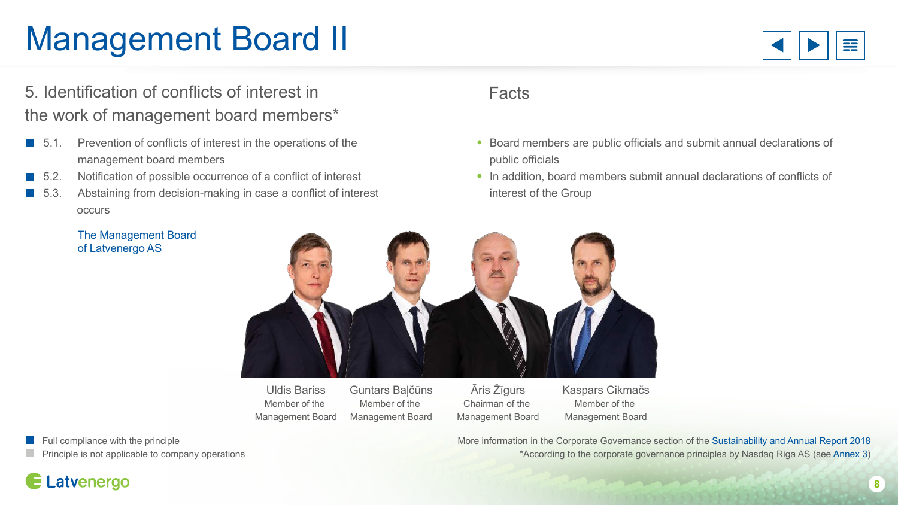# Management Board II

## 5. Identification of conflicts of interest in the work of management board members*

- 5.1. Prevention of conflicts of interest in the operations of the management board members
- 5.2. Notification of possible occurrence of a conflict of interest
- 5.3. Abstaining from decision-making in case a conflict of interest occurs

## Facts

- Board members are public officials and submit annual declarations of public officials
- In addition, board members submit annual declarations of conflicts of interest of the Group

The Management Board of Latvenergo AS

| Uldis Bariss | Guntars Baļčūns | Āris Žīgurs | Kaspars Cikmačs |
|---|---|---|---|
| Member of the Management Board | Member of the Management Board | Chairman of the Management Board | Member of the Management Board |

- Full compliance with the principle
- Principle is not applicable to company operations

More information in the Corporate Governance section of the Sustainability and Annual Report 2018

*According to the corporate governance principles by Nasdaq Riga AS (see Annex 3)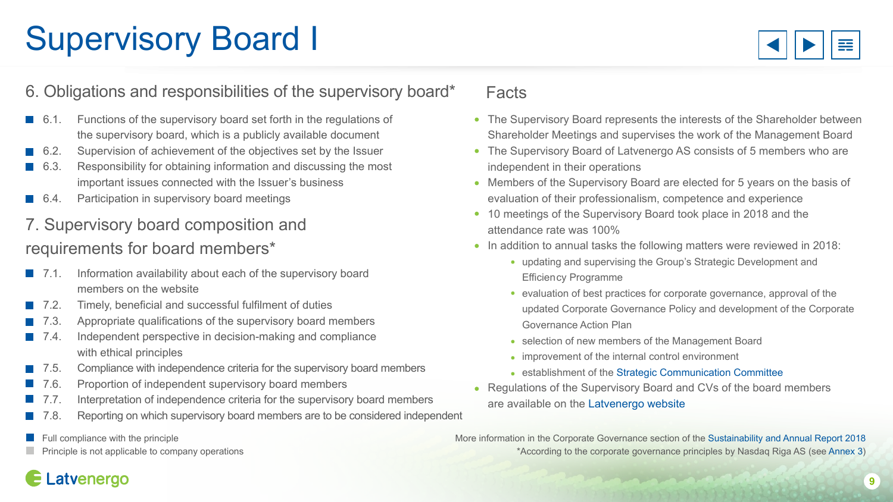# Supervisory Board I

## 6. Obligations and responsibilities of the supervisory board*

- 6.1. Functions of the supervisory board set forth in the regulations of the supervisory board, which is a publicly available document
- 6.2. Supervision of achievement of the objectives set by the Issuer
- 6.3. Responsibility for obtaining information and discussing the most important issues connected with the Issuer's business
- 6.4. Participation in supervisory board meetings

## 7. Supervisory board composition and requirements for board members*

- 7.1. Information availability about each of the supervisory board members on the website
- 7.2. Timely, beneficial and successful fulfilment of duties
- 7.3. Appropriate qualifications of the supervisory board members
- 7.4. Independent perspective in decision-making and compliance with ethical principles
- 7.5. Compliance with independence criteria for the supervisory board members
- 7.6. Proportion of independent supervisory board members
- 7.7. Interpretation of independence criteria for the supervisory board members
- 7.8. Reporting on which supervisory board members are to be considered independent

Full compliance with the principle

Principle is not applicable to company operations

## Facts

- The Supervisory Board represents the interests of the Shareholder between Shareholder Meetings and supervises the work of the Management Board
- The Supervisory Board of Latvenergo AS consists of 5 members who are independent in their operations
- Members of the Supervisory Board are elected for 5 years on the basis of evaluation of their professionalism, competence and experience
- 10 meetings of the Supervisory Board took place in 2018 and the attendance rate was 100%
- In addition to annual tasks the following matters were reviewed in 2018:
  - updating and supervising the Group's Strategic Development and Efficiency Programme
  - evaluation of best practices for corporate governance, approval of the updated Corporate Governance Policy and development of the Corporate Governance Action Plan
  - selection of new members of the Management Board
  - improvement of the internal control environment
  - establishment of the Strategic Communication Committee
- Regulations of the Supervisory Board and CVs of the board members are available on the Latvenergo website

More information in the Corporate Governance section of the Sustainability and Annual Report 2018

*According to the corporate governance principles by Nasdaq Riga AS (see Annex 3)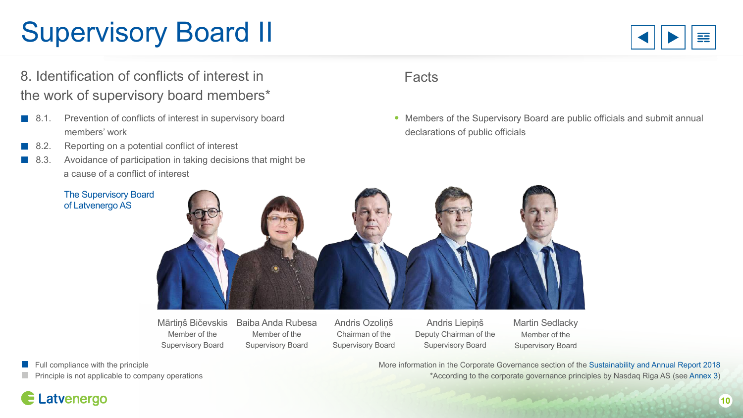# Supervisory Board II

## 8. Identification of conflicts of interest in the work of supervisory board members*

- 8.1. Prevention of conflicts of interest in supervisory board members' work
- 8.2. Reporting on a potential conflict of interest
- 8.3. Avoidance of participation in taking decisions that might be a cause of a conflict of interest

## Facts

- Members of the Supervisory Board are public officials and submit annual declarations of public officials

The Supervisory Board of Latvenergo AS

| Mārtiņš Bičevskis | Baiba Anda Rubesa | Andris Ozoliņš | Andris Liepiņš | Martin Sedlacky |
|---|---|---|---|---|
| Member of the Supervisory Board | Member of the Supervisory Board | Chairman of the Supervisory Board | Deputy Chairman of the Supervisory Board | Member of the Supervisory Board |

- Full compliance with the principle
- Principle is not applicable to company operations

More information in the Corporate Governance section of the Sustainability and Annual Report 2018

*According to the corporate governance principles by Nasdaq Riga AS (see Annex 3)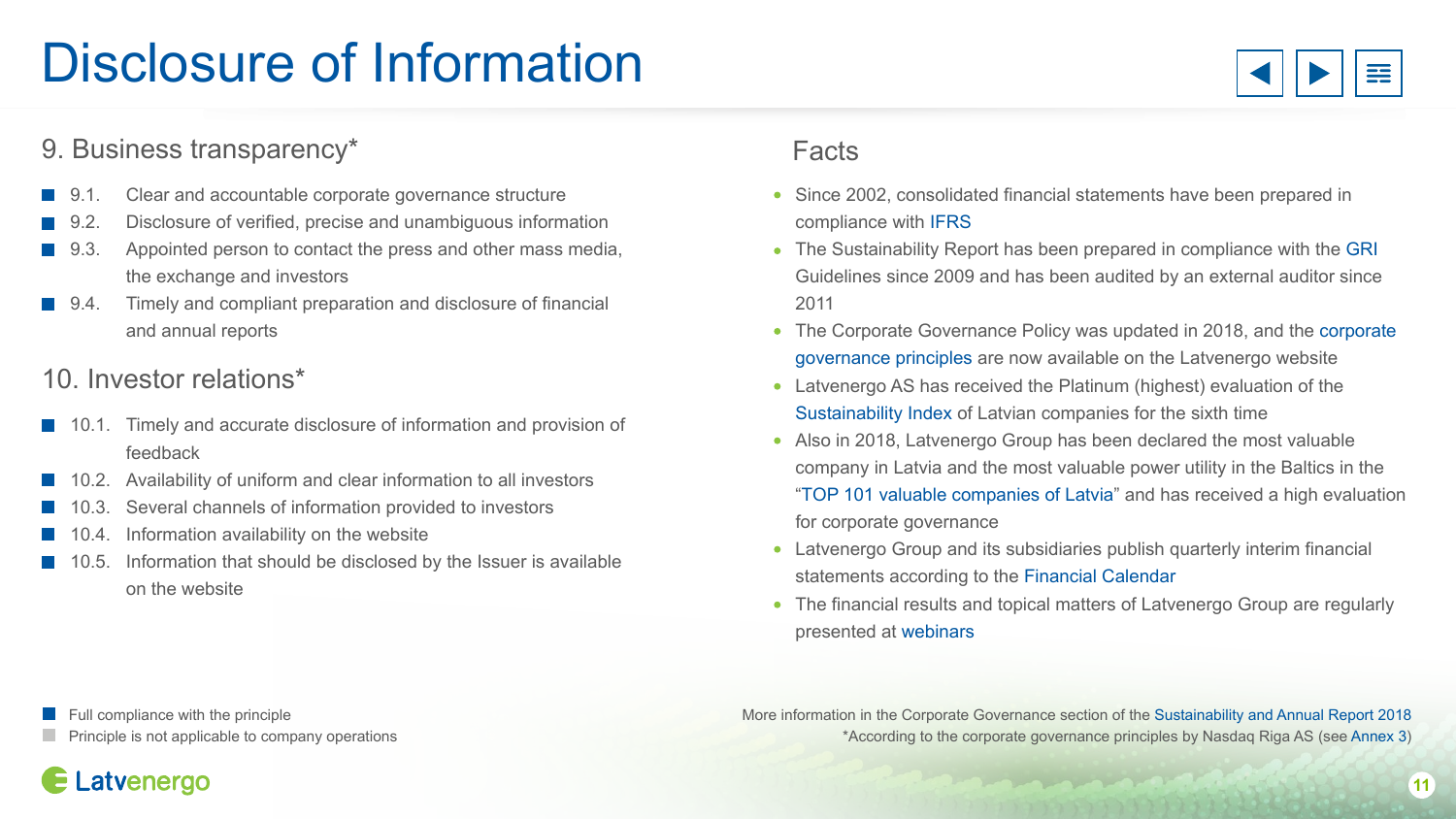# Disclosure of Information

## 9. Business transparency*

- 9.1. Clear and accountable corporate governance structure
- 9.2. Disclosure of verified, precise and unambiguous information
- 9.3. Appointed person to contact the press and other mass media, the exchange and investors
- 9.4. Timely and compliant preparation and disclosure of financial and annual reports

## 10. Investor relations*

- 10.1. Timely and accurate disclosure of information and provision of feedback
- 10.2. Availability of uniform and clear information to all investors
- 10.3. Several channels of information provided to investors
- 10.4. Information availability on the website
- 10.5. Information that should be disclosed by the Issuer is available on the website

## Facts

- Since 2002, consolidated financial statements have been prepared in compliance with IFRS
- The Sustainability Report has been prepared in compliance with the GRI Guidelines since 2009 and has been audited by an external auditor since 2011
- The Corporate Governance Policy was updated in 2018, and the corporate governance principles are now available on the Latvenergo website
- Latvenergo AS has received the Platinum (highest) evaluation of the Sustainability Index of Latvian companies for the sixth time
- Also in 2018, Latvenergo Group has been declared the most valuable company in Latvia and the most valuable power utility in the Baltics in the "TOP 101 valuable companies of Latvia" and has received a high evaluation for corporate governance
- Latvenergo Group and its subsidiaries publish quarterly interim financial statements according to the Financial Calendar
- The financial results and topical matters of Latvenergo Group are regularly presented at webinars

- Full compliance with the principle
- Principle is not applicable to company operations

More information in the Corporate Governance section of the Sustainability and Annual Report 2018

*According to the corporate governance principles by Nasdaq Riga AS (see Annex 3)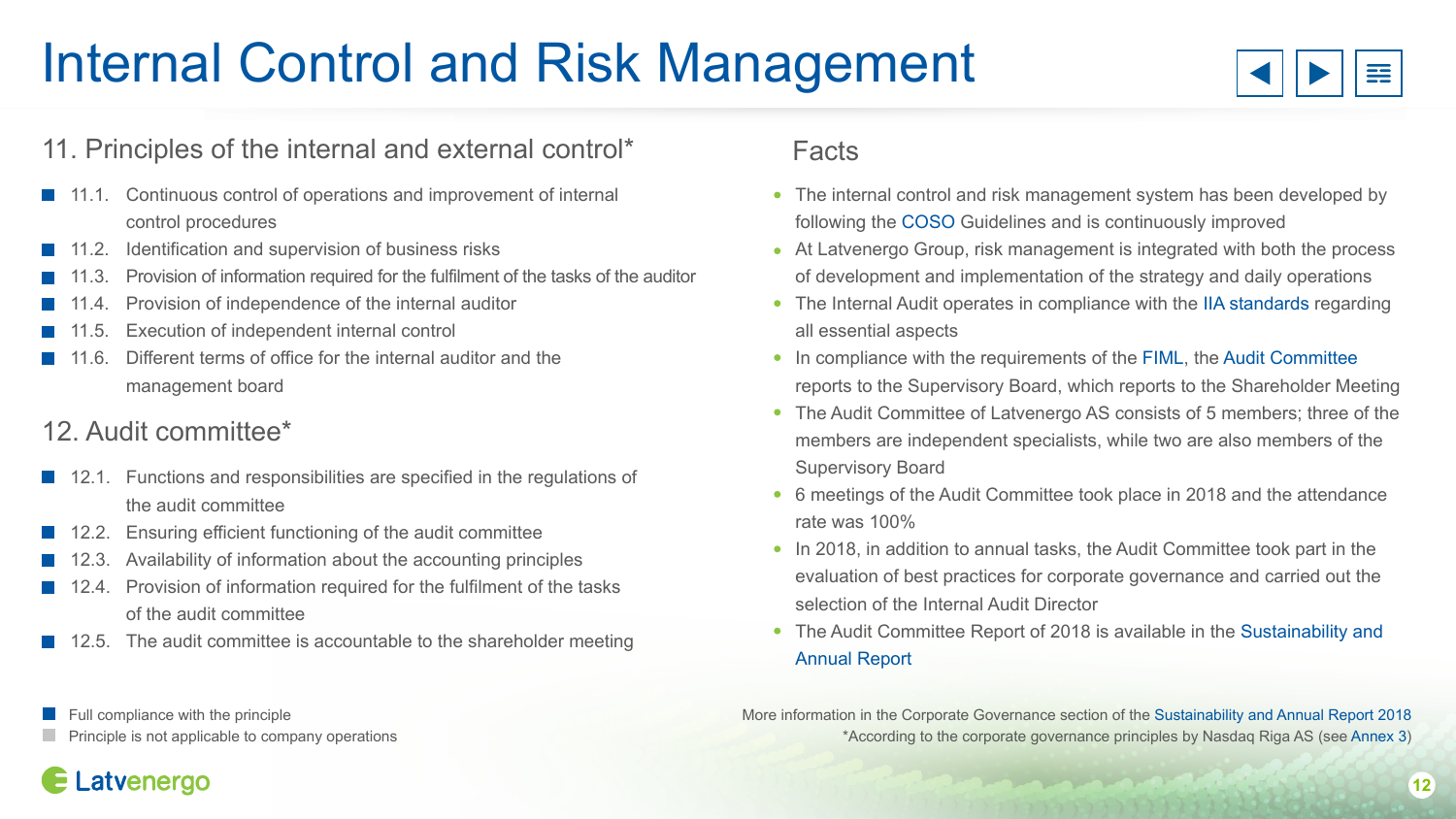# Internal Control and Risk Management

## 11. Principles of the internal and external control*

- 11.1. Continuous control of operations and improvement of internal control procedures
- 11.2. Identification and supervision of business risks
- 11.3. Provision of information required for the fulfilment of the tasks of the auditor
- 11.4. Provision of independence of the internal auditor
- 11.5. Execution of independent internal control
- 11.6. Different terms of office for the internal auditor and the management board

## 12. Audit committee*

- 12.1. Functions and responsibilities are specified in the regulations of the audit committee
- 12.2. Ensuring efficient functioning of the audit committee
- 12.3. Availability of information about the accounting principles
- 12.4. Provision of information required for the fulfilment of the tasks of the audit committee
- 12.5. The audit committee is accountable to the shareholder meeting

## Facts

- The internal control and risk management system has been developed by following the COSO Guidelines and is continuously improved
- At Latvenergo Group, risk management is integrated with both the process of development and implementation of the strategy and daily operations
- The Internal Audit operates in compliance with the IIA standards regarding all essential aspects
- In compliance with the requirements of the FIML, the Audit Committee reports to the Supervisory Board, which reports to the Shareholder Meeting
- The Audit Committee of Latvenergo AS consists of 5 members; three of the members are independent specialists, while two are also members of the Supervisory Board
- 6 meetings of the Audit Committee took place in 2018 and the attendance rate was 100%
- In 2018, in addition to annual tasks, the Audit Committee took part in the evaluation of best practices for corporate governance and carried out the selection of the Internal Audit Director
- The Audit Committee Report of 2018 is available in the Sustainability and Annual Report

Full compliance with the principle
Principle is not applicable to company operations

More information in the Corporate Governance section of the Sustainability and Annual Report 2018
*According to the corporate governance principles by Nasdaq Riga AS (see Annex 3)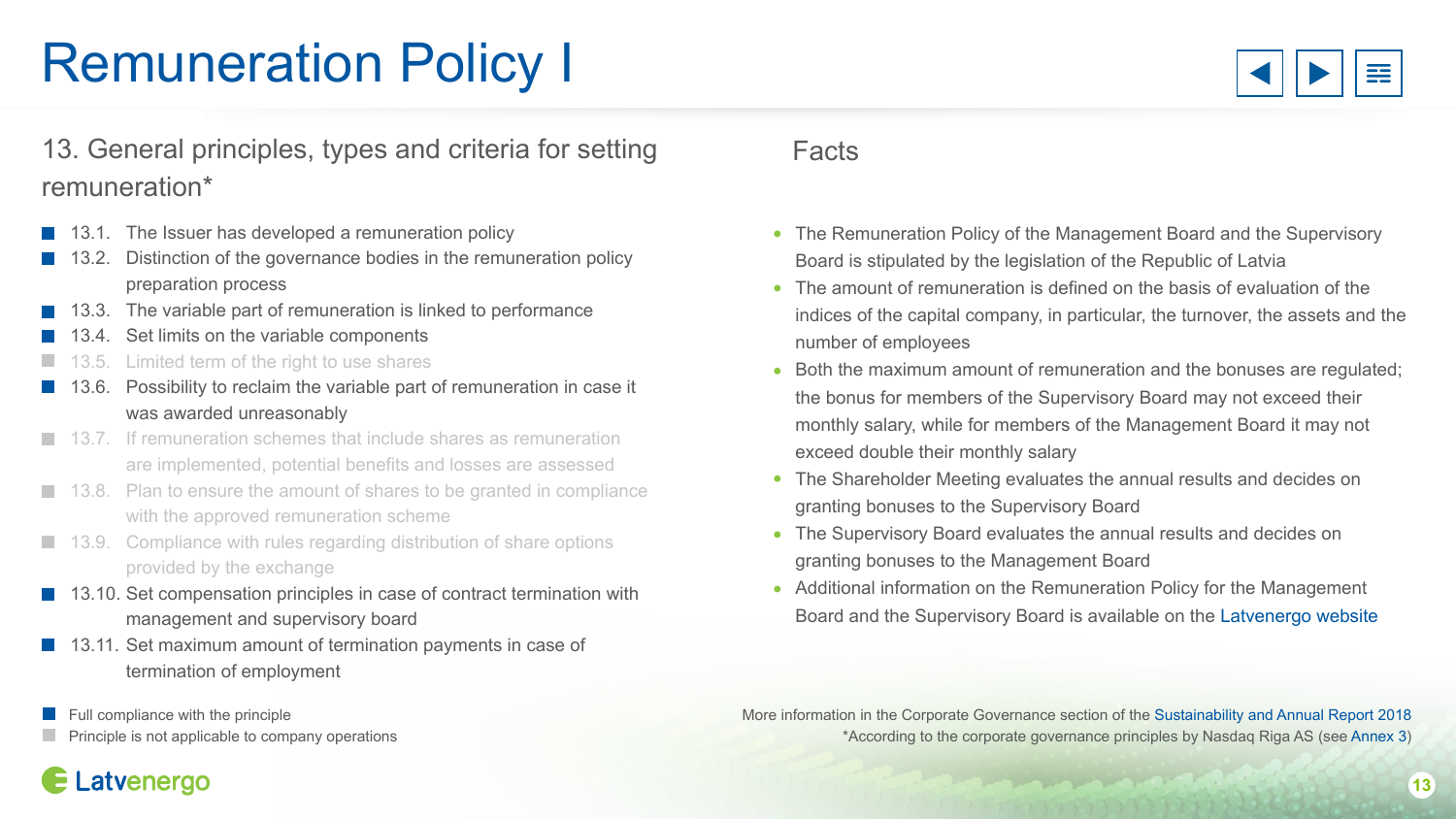# Remuneration Policy I

## 13. General principles, types and criteria for setting remuneration*

- ■ 13.1. The Issuer has developed a remuneration policy
- ■ 13.2. Distinction of the governance bodies in the remuneration policy preparation process
- ■ 13.3. The variable part of remuneration is linked to performance
- ■ 13.4. Set limits on the variable components
- □ 13.5. Limited term of the right to use shares
- ■ 13.6. Possibility to reclaim the variable part of remuneration in case it was awarded unreasonably
- □ 13.7. If remuneration schemes that include shares as remuneration are implemented, potential benefits and losses are assessed
- □ 13.8. Plan to ensure the amount of shares to be granted in compliance with the approved remuneration scheme
- □ 13.9. Compliance with rules regarding distribution of share options provided by the exchange
- ■ 13.10. Set compensation principles in case of contract termination with management and supervisory board
- ■ 13.11. Set maximum amount of termination payments in case of termination of employment

■ Full compliance with the principle
□ Principle is not applicable to company operations

## Facts

- The Remuneration Policy of the Management Board and the Supervisory Board is stipulated by the legislation of the Republic of Latvia
- The amount of remuneration is defined on the basis of evaluation of the indices of the capital company, in particular, the turnover, the assets and the number of employees
- Both the maximum amount of remuneration and the bonuses are regulated; the bonus for members of the Supervisory Board may not exceed their monthly salary, while for members of the Management Board it may not exceed double their monthly salary
- The Shareholder Meeting evaluates the annual results and decides on granting bonuses to the Supervisory Board
- The Supervisory Board evaluates the annual results and decides on granting bonuses to the Management Board
- Additional information on the Remuneration Policy for the Management Board and the Supervisory Board is available on the Latvenergo website

More information in the Corporate Governance section of the Sustainability and Annual Report 2018

*According to the corporate governance principles by Nasdaq Riga AS (see Annex 3)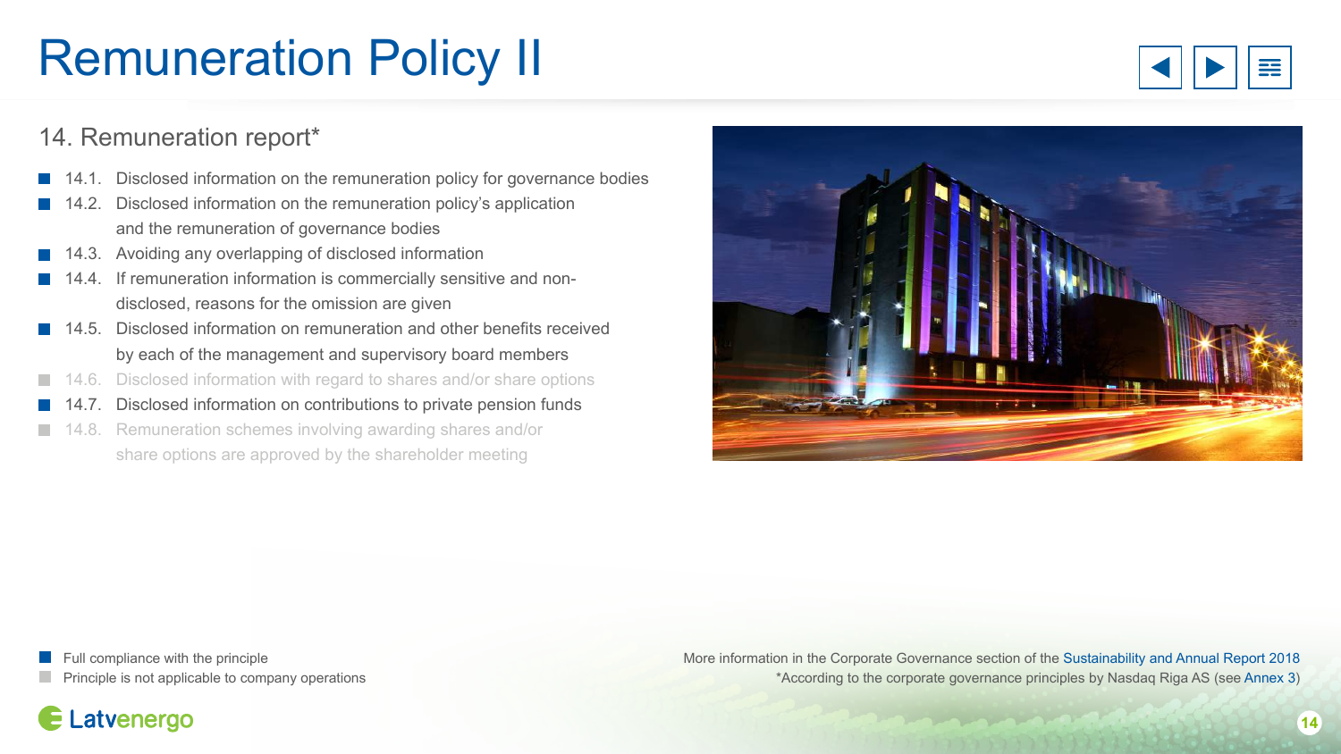# Remuneration Policy II

## 14. Remuneration report*

- 14.1. Disclosed information on the remuneration policy for governance bodies
- 14.2. Disclosed information on the remuneration policy's application and the remuneration of governance bodies
- 14.3. Avoiding any overlapping of disclosed information
- 14.4. If remuneration information is commercially sensitive and non-disclosed, reasons for the omission are given
- 14.5. Disclosed information on remuneration and other benefits received by each of the management and supervisory board members
- 14.6. Disclosed information with regard to shares and/or share options
- 14.7. Disclosed information on contributions to private pension funds
- 14.8. Remuneration schemes involving awarding shares and/or share options are approved by the shareholder meeting

- Full compliance with the principle
- Principle is not applicable to company operations

More information in the Corporate Governance section of the Sustainability and Annual Report 2018

*According to the corporate governance principles by Nasdaq Riga AS (see Annex 3)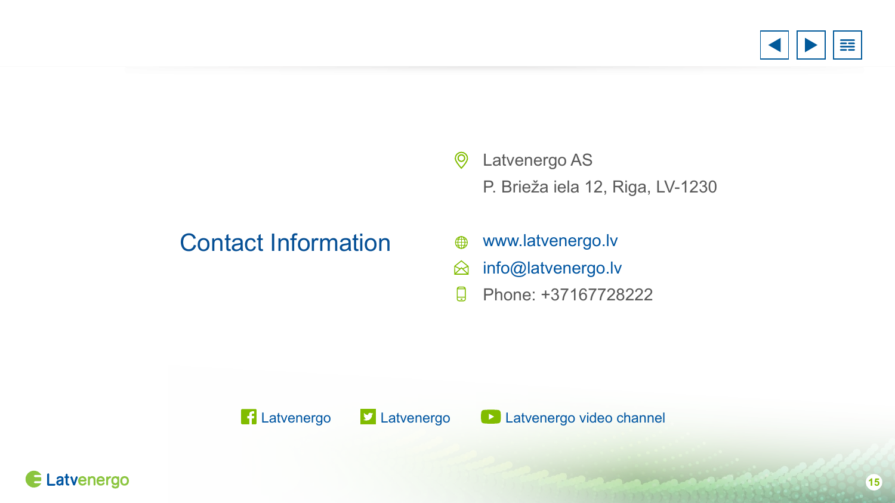# Contact Information

Latvenergo AS

P. Brieža iela 12, Riga, LV-1230

www.latvenergo.lv

info@latvenergo.lv

Phone: +37167728222

Latvenergo Latvenergo Latvenergo video channel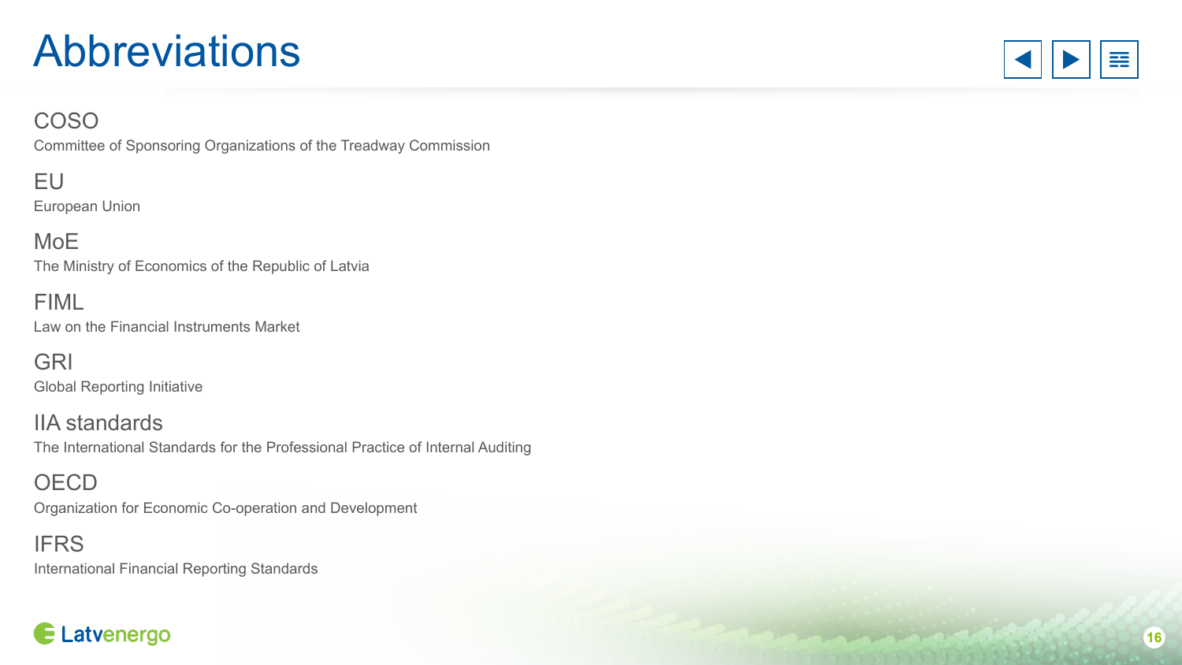# Abbreviations

**COSO**
Committee of Sponsoring Organizations of the Treadway Commission

**EU**
European Union

**MoE**
The Ministry of Economics of the Republic of Latvia

**FIML**
Law on the Financial Instruments Market

**GRI**
Global Reporting Initiative

**IIA standards**
The International Standards for the Professional Practice of Internal Auditing

**OECD**
Organization for Economic Co-operation and Development

**IFRS**
International Financial Reporting Standards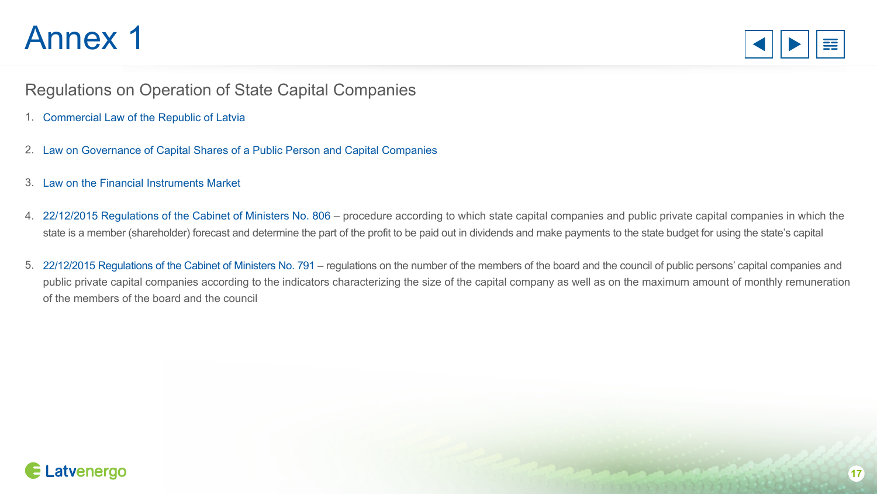# Annex 1

## Regulations on Operation of State Capital Companies

1. Commercial Law of the Republic of Latvia
2. Law on Governance of Capital Shares of a Public Person and Capital Companies
3. Law on the Financial Instruments Market
4. 22/12/2015 Regulations of the Cabinet of Ministers No. 806 – procedure according to which state capital companies and public private capital companies in which the state is a member (shareholder) forecast and determine the part of the profit to be paid out in dividends and make payments to the state budget for using the state's capital
5. 22/12/2015 Regulations of the Cabinet of Ministers No. 791 – regulations on the number of the members of the board and the council of public persons' capital companies and public private capital companies according to the indicators characterizing the size of the capital company as well as on the maximum amount of monthly remuneration of the members of the board and the council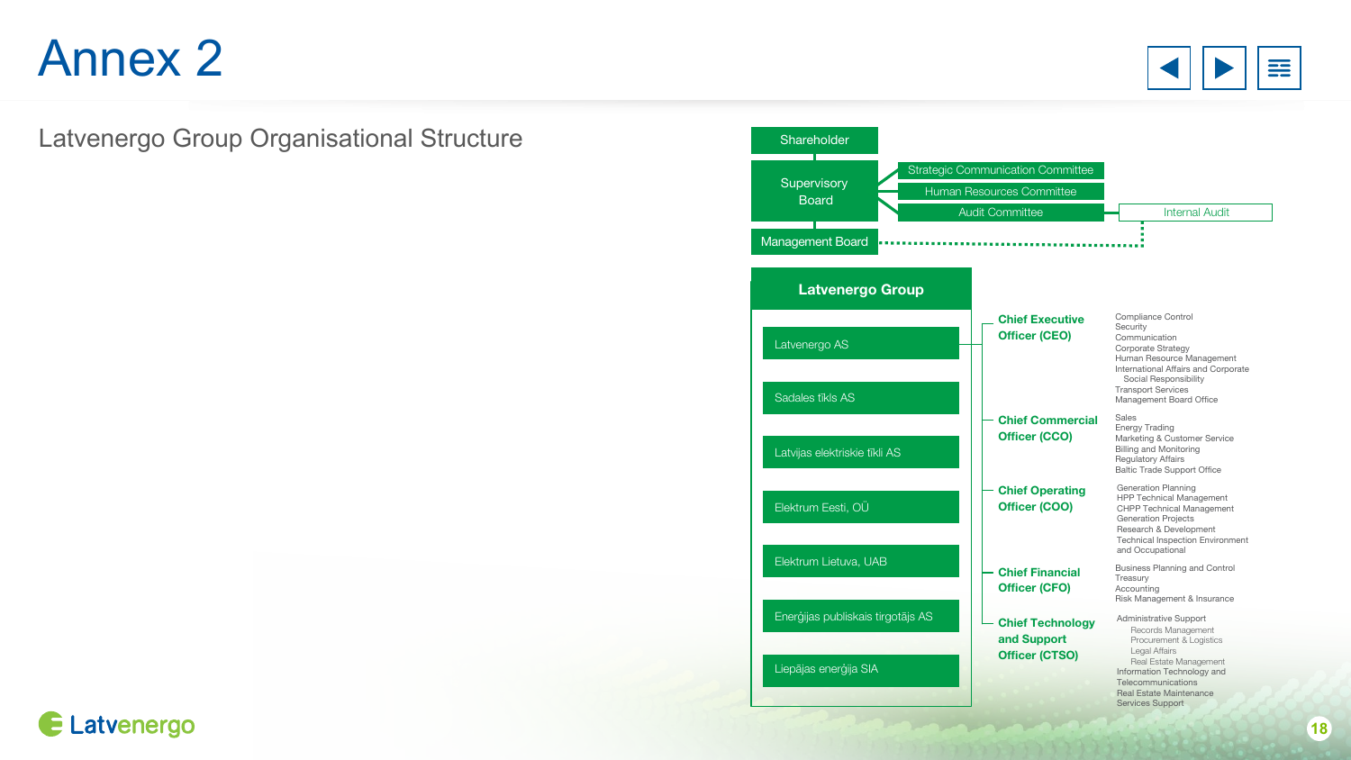# Annex 2

## Latvenergo Group Organisational Structure

- Shareholder
- Supervisory Board
  - Strategic Communication Committee
  - Human Resources Committee
  - Audit Committee
    - Internal Audit
- Management Board

**Latvenergo Group**

- Latvenergo AS
- Sadales tīkls AS
- Latvijas elektriskie tīkli AS
- Elektrum Eesti, OÜ
- Elektrum Lietuva, UAB
- Enerģijas publiskais tirgotājs AS
- Liepājas enerģija SIA

**Chief Executive Officer (CEO)**

- Compliance Control
- Security
- Communication
- Corporate Strategy
- Human Resource Management
- International Affairs and Corporate Social Responsibility
- Transport Services
- Management Board Office

**Chief Commercial Officer (CCO)**

- Sales
- Energy Trading
- Marketing & Customer Service
- Billing and Monitoring
- Regulatory Affairs
- Baltic Trade Support Office

**Chief Operating Officer (COO)**

- Generation Planning
- HPP Technical Management
- CHPP Technical Management
- Generation Projects
- Research & Development
- Technical Inspection Environment and Occupational

**Chief Financial Officer (CFO)**

- Business Planning and Control
- Treasury
- Accounting
- Risk Management & Insurance

**Chief Technology and Support Officer (CTSO)**

- Administrative Support
  - Records Management
  - Procurement & Logistics
  - Legal Affairs
  - Real Estate Management
- Information Technology and Telecommunications
- Real Estate Maintenance
- Services Support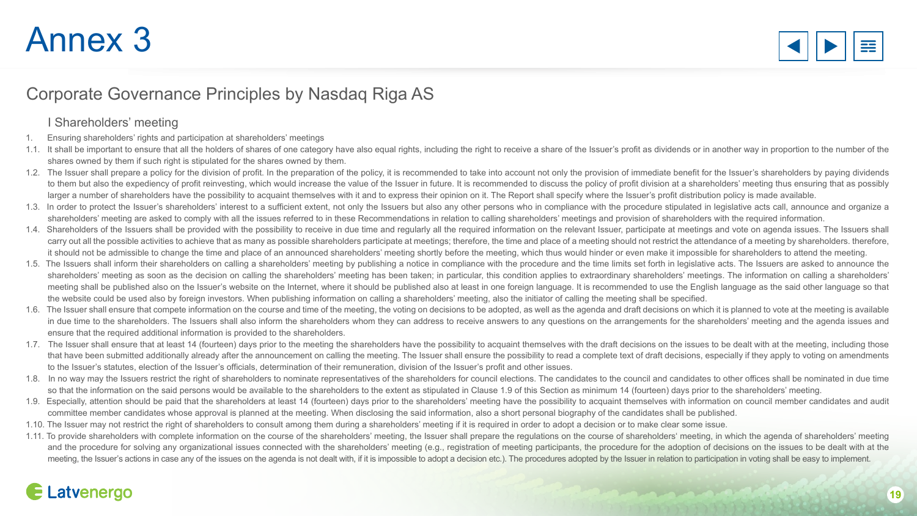# Annex 3

## Corporate Governance Principles by Nasdaq Riga AS

### I Shareholders' meeting

1. Ensuring shareholders' rights and participation at shareholders' meetings

1.1. It shall be important to ensure that all the holders of shares of one category have also equal rights, including the right to receive a share of the Issuer's profit as dividends or in another way in proportion to the number of the shares owned by them if such right is stipulated for the shares owned by them.

1.2. The Issuer shall prepare a policy for the division of profit. In the preparation of the policy, it is recommended to take into account not only the provision of immediate benefit for the Issuer's shareholders by paying dividends to them but also the expediency of profit reinvesting, which would increase the value of the Issuer in future. It is recommended to discuss the policy of profit division at a shareholders' meeting thus ensuring that as possibly larger a number of shareholders have the possibility to acquaint themselves with it and to express their opinion on it. The Report shall specify where the Issuer's profit distribution policy is made available.

1.3. In order to protect the Issuer's shareholders' interest to a sufficient extent, not only the Issuers but also any other persons who in compliance with the procedure stipulated in legislative acts call, announce and organize a shareholders' meeting are asked to comply with all the issues referred to in these Recommendations in relation to calling shareholders' meetings and provision of shareholders with the required information.

1.4. Shareholders of the Issuers shall be provided with the possibility to receive in due time and regularly all the required information on the relevant Issuer, participate at meetings and vote on agenda issues. The Issuers shall carry out all the possible activities to achieve that as many as possible shareholders participate at meetings; therefore, the time and place of a meeting should not restrict the attendance of a meeting by shareholders. therefore, it should not be admissible to change the time and place of an announced shareholders' meeting shortly before the meeting, which thus would hinder or even make it impossible for shareholders to attend the meeting.

1.5. The Issuers shall inform their shareholders on calling a shareholders' meeting by publishing a notice in compliance with the procedure and the time limits set forth in legislative acts. The Issuers are asked to announce the shareholders' meeting as soon as the decision on calling the shareholders' meeting has been taken; in particular, this condition applies to extraordinary shareholders' meetings. The information on calling a shareholders' meeting shall be published also on the Issuer's website on the Internet, where it should be published also at least in one foreign language. It is recommended to use the English language as the said other language so that the website could be used also by foreign investors. When publishing information on calling a shareholders' meeting, also the initiator of calling the meeting shall be specified.

1.6. The Issuer shall ensure that compete information on the course and time of the meeting, the voting on decisions to be adopted, as well as the agenda and draft decisions on which it is planned to vote at the meeting is available in due time to the shareholders. The Issuers shall also inform the shareholders whom they can address to receive answers to any questions on the arrangements for the shareholders' meeting and the agenda issues and ensure that the required additional information is provided to the shareholders.

1.7. The Issuer shall ensure that at least 14 (fourteen) days prior to the meeting the shareholders have the possibility to acquaint themselves with the draft decisions on the issues to be dealt with at the meeting, including those that have been submitted additionally already after the announcement on calling the meeting. The Issuer shall ensure the possibility to read a complete text of draft decisions, especially if they apply to voting on amendments to the Issuer's statutes, election of the Issuer's officials, determination of their remuneration, division of the Issuer's profit and other issues.

1.8. In no way may the Issuers restrict the right of shareholders to nominate representatives of the shareholders for council elections. The candidates to the council and candidates to other offices shall be nominated in due time so that the information on the said persons would be available to the shareholders to the extent as stipulated in Clause 1.9 of this Section as minimum 14 (fourteen) days prior to the shareholders' meeting.

1.9. Especially, attention should be paid that the shareholders at least 14 (fourteen) days prior to the shareholders' meeting have the possibility to acquaint themselves with information on council member candidates and audit committee member candidates whose approval is planned at the meeting. When disclosing the said information, also a short personal biography of the candidates shall be published.

1.10. The Issuer may not restrict the right of shareholders to consult among them during a shareholders' meeting if it is required in order to adopt a decision or to make clear some issue.

1.11. To provide shareholders with complete information on the course of the shareholders' meeting, the Issuer shall prepare the regulations on the course of shareholders' meeting, in which the agenda of shareholders' meeting and the procedure for solving any organizational issues connected with the shareholders' meeting (e.g., registration of meeting participants, the procedure for the adoption of decisions on the issues to be dealt with at the meeting, the Issuer's actions in case any of the issues on the agenda is not dealt with, if it is impossible to adopt a decision etc.). The procedures adopted by the Issuer in relation to participation in voting shall be easy to implement.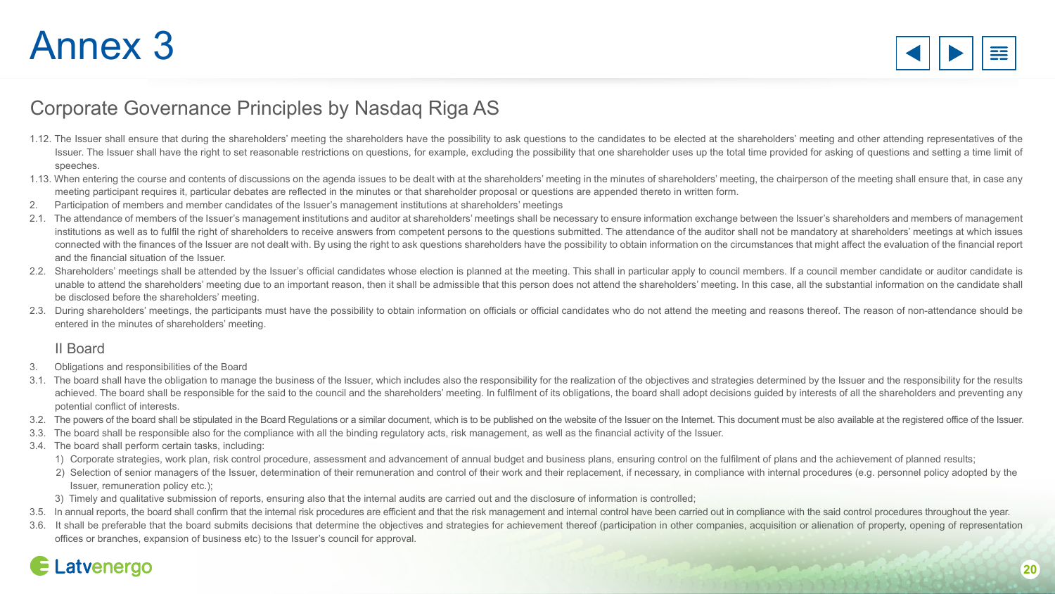# Annex 3

## Corporate Governance Principles by Nasdaq Riga AS

1.12. The Issuer shall ensure that during the shareholders' meeting the shareholders have the possibility to ask questions to the candidates to be elected at the shareholders' meeting and other attending representatives of the Issuer. The Issuer shall have the right to set reasonable restrictions on questions, for example, excluding the possibility that one shareholder uses up the total time provided for asking of questions and setting a time limit of speeches.

1.13. When entering the course and contents of discussions on the agenda issues to be dealt with at the shareholders' meeting in the minutes of shareholders' meeting, the chairperson of the meeting shall ensure that, in case any meeting participant requires it, particular debates are reflected in the minutes or that shareholder proposal or questions are appended thereto in written form.

2. Participation of members and member candidates of the Issuer's management institutions at shareholders' meetings

2.1. The attendance of members of the Issuer's management institutions and auditor at shareholders' meetings shall be necessary to ensure information exchange between the Issuer's shareholders and members of management institutions as well as to fulfil the right of shareholders to receive answers from competent persons to the questions submitted. The attendance of the auditor shall not be mandatory at shareholders' meetings at which issues connected with the finances of the Issuer are not dealt with. By using the right to ask questions shareholders have the possibility to obtain information on the circumstances that might affect the evaluation of the financial report and the financial situation of the Issuer.

2.2. Shareholders' meetings shall be attended by the Issuer's official candidates whose election is planned at the meeting. This shall in particular apply to council members. If a council member candidate or auditor candidate is unable to attend the shareholders' meeting due to an important reason, then it shall be admissible that this person does not attend the shareholders' meeting. In this case, all the substantial information on the candidate shall be disclosed before the shareholders' meeting.

2.3. During shareholders' meetings, the participants must have the possibility to obtain information on officials or official candidates who do not attend the meeting and reasons thereof. The reason of non-attendance should be entered in the minutes of shareholders' meeting.

### II Board

3. Obligations and responsibilities of the Board

3.1. The board shall have the obligation to manage the business of the Issuer, which includes also the responsibility for the realization of the objectives and strategies determined by the Issuer and the responsibility for the results achieved. The board shall be responsible for the said to the council and the shareholders' meeting. In fulfilment of its obligations, the board shall adopt decisions guided by interests of all the shareholders and preventing any potential conflict of interests.

3.2. The powers of the board shall be stipulated in the Board Regulations or a similar document, which is to be published on the website of the Issuer on the Internet. This document must be also available at the registered office of the Issuer.

3.3. The board shall be responsible also for the compliance with all the binding regulatory acts, risk management, as well as the financial activity of the Issuer.

3.4. The board shall perform certain tasks, including:

1) Corporate strategies, work plan, risk control procedure, assessment and advancement of annual budget and business plans, ensuring control on the fulfilment of plans and the achievement of planned results;
2) Selection of senior managers of the Issuer, determination of their remuneration and control of their work and their replacement, if necessary, in compliance with internal procedures (e.g. personnel policy adopted by the Issuer, remuneration policy etc.);
3) Timely and qualitative submission of reports, ensuring also that the internal audits are carried out and the disclosure of information is controlled;

3.5. In annual reports, the board shall confirm that the internal risk procedures are efficient and that the risk management and internal control have been carried out in compliance with the said control procedures throughout the year.

3.6. It shall be preferable that the board submits decisions that determine the objectives and strategies for achievement thereof (participation in other companies, acquisition or alienation of property, opening of representation offices or branches, expansion of business etc) to the Issuer's council for approval.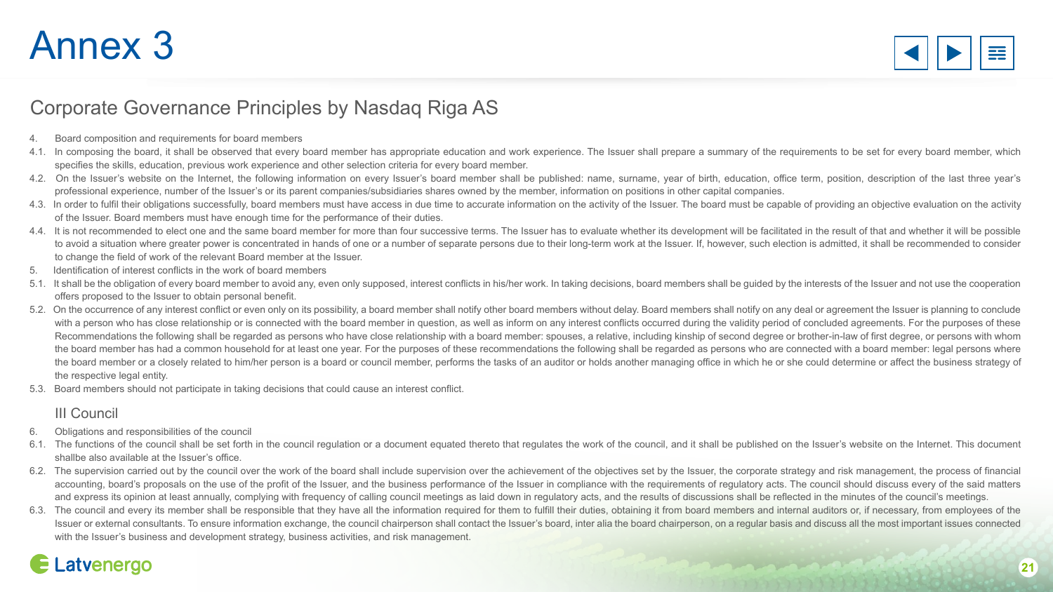# Annex 3

## Corporate Governance Principles by Nasdaq Riga AS

4. Board composition and requirements for board members

4.1. In composing the board, it shall be observed that every board member has appropriate education and work experience. The Issuer shall prepare a summary of the requirements to be set for every board member, which specifies the skills, education, previous work experience and other selection criteria for every board member.

4.2. On the Issuer's website on the Internet, the following information on every Issuer's board member shall be published: name, surname, year of birth, education, office term, position, description of the last three year's professional experience, number of the Issuer's or its parent companies/subsidiaries shares owned by the member, information on positions in other capital companies.

4.3. In order to fulfil their obligations successfully, board members must have access in due time to accurate information on the activity of the Issuer. The board must be capable of providing an objective evaluation on the activity of the Issuer. Board members must have enough time for the performance of their duties.

4.4. It is not recommended to elect one and the same board member for more than four successive terms. The Issuer has to evaluate whether its development will be facilitated in the result of that and whether it will be possible to avoid a situation where greater power is concentrated in hands of one or a number of separate persons due to their long-term work at the Issuer. If, however, such election is admitted, it shall be recommended to consider to change the field of work of the relevant Board member at the Issuer.

5. Identification of interest conflicts in the work of board members

5.1. It shall be the obligation of every board member to avoid any, even only supposed, interest conflicts in his/her work. In taking decisions, board members shall be guided by the interests of the Issuer and not use the cooperation offers proposed to the Issuer to obtain personal benefit.

5.2. On the occurrence of any interest conflict or even only on its possibility, a board member shall notify other board members without delay. Board members shall notify on any deal or agreement the Issuer is planning to conclude with a person who has close relationship or is connected with the board member in question, as well as inform on any interest conflicts occurred during the validity period of concluded agreements. For the purposes of these Recommendations the following shall be regarded as persons who have close relationship with a board member: spouses, a relative, including kinship of second degree or brother-in-law of first degree, or persons with whom the board member has had a common household for at least one year. For the purposes of these recommendations the following shall be regarded as persons who are connected with a board member: legal persons where the board member or a closely related to him/her person is a board or council member, performs the tasks of an auditor or holds another managing office in which he or she could determine or affect the business strategy of the respective legal entity.

5.3. Board members should not participate in taking decisions that could cause an interest conflict.

### III Council

6. Obligations and responsibilities of the council

6.1. The functions of the council shall be set forth in the council regulation or a document equated thereto that regulates the work of the council, and it shall be published on the Issuer's website on the Internet. This document shallbe also available at the Issuer's office.

6.2. The supervision carried out by the council over the work of the board shall include supervision over the achievement of the objectives set by the Issuer, the corporate strategy and risk management, the process of financial accounting, board's proposals on the use of the profit of the Issuer, and the business performance of the Issuer in compliance with the requirements of regulatory acts. The council should discuss every of the said matters and express its opinion at least annually, complying with frequency of calling council meetings as laid down in regulatory acts, and the results of discussions shall be reflected in the minutes of the council's meetings.

6.3. The council and every its member shall be responsible that they have all the information required for them to fulfill their duties, obtaining it from board members and internal auditors or, if necessary, from employees of the Issuer or external consultants. To ensure information exchange, the council chairperson shall contact the Issuer's board, inter alia the board chairperson, on a regular basis and discuss all the most important issues connected with the Issuer's business and development strategy, business activities, and risk management.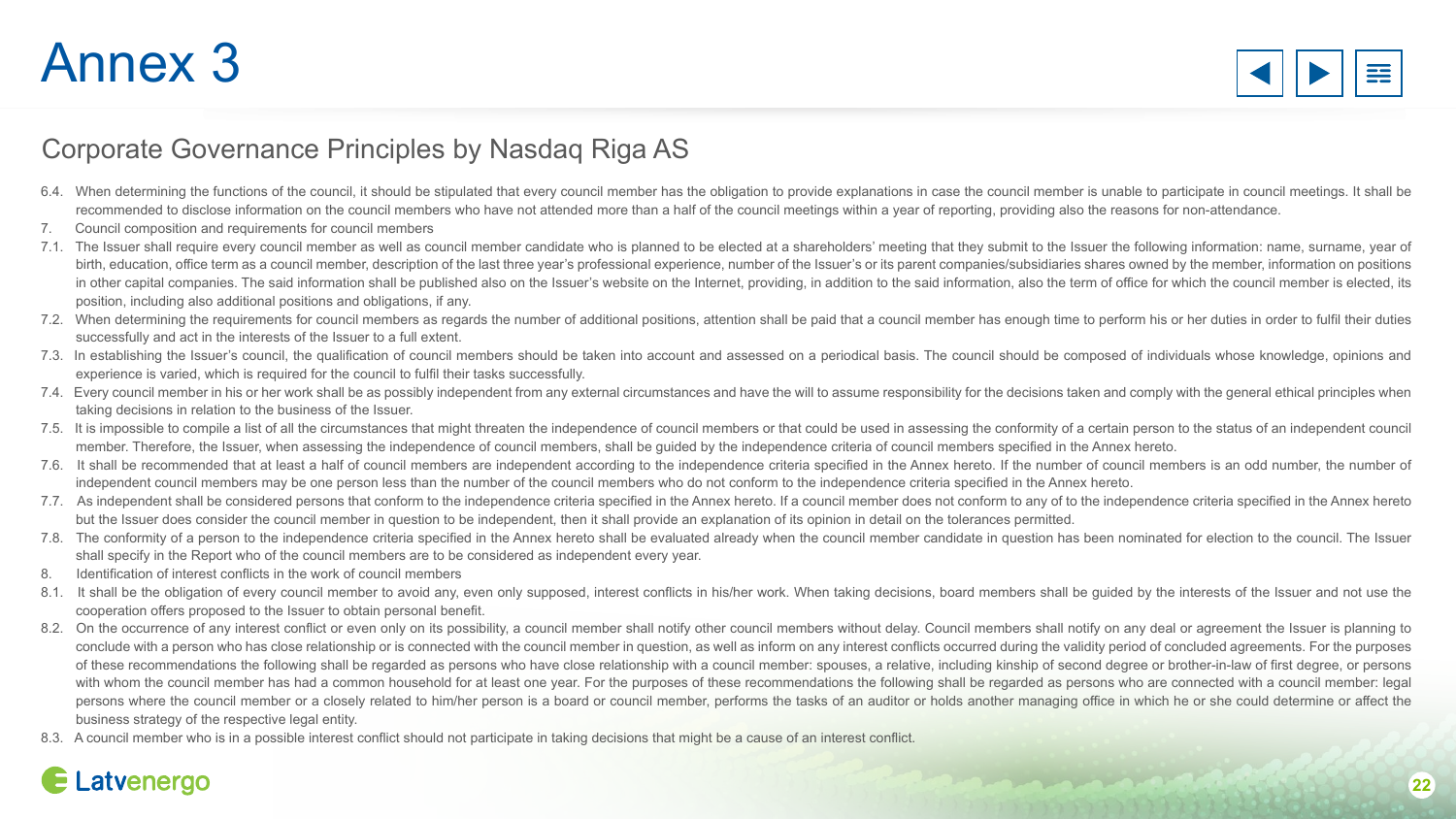# Annex 3

## Corporate Governance Principles by Nasdaq Riga AS

6.4. When determining the functions of the council, it should be stipulated that every council member has the obligation to provide explanations in case the council member is unable to participate in council meetings. It shall be recommended to disclose information on the council members who have not attended more than a half of the council meetings within a year of reporting, providing also the reasons for non-attendance.

7. Council composition and requirements for council members

7.1. The Issuer shall require every council member as well as council member candidate who is planned to be elected at a shareholders' meeting that they submit to the Issuer the following information: name, surname, year of birth, education, office term as a council member, description of the last three year's professional experience, number of the Issuer's or its parent companies/subsidiaries shares owned by the member, information on positions in other capital companies. The said information shall be published also on the Issuer's website on the Internet, providing, in addition to the said information, also the term of office for which the council member is elected, its position, including also additional positions and obligations, if any.

7.2. When determining the requirements for council members as regards the number of additional positions, attention shall be paid that a council member has enough time to perform his or her duties in order to fulfil their duties successfully and act in the interests of the Issuer to a full extent.

7.3. In establishing the Issuer's council, the qualification of council members should be taken into account and assessed on a periodical basis. The council should be composed of individuals whose knowledge, opinions and experience is varied, which is required for the council to fulfil their tasks successfully.

7.4. Every council member in his or her work shall be as possibly independent from any external circumstances and have the will to assume responsibility for the decisions taken and comply with the general ethical principles when taking decisions in relation to the business of the Issuer.

7.5. It is impossible to compile a list of all the circumstances that might threaten the independence of council members or that could be used in assessing the conformity of a certain person to the status of an independent council member. Therefore, the Issuer, when assessing the independence of council members, shall be guided by the independence criteria of council members specified in the Annex hereto.

7.6. It shall be recommended that at least a half of council members are independent according to the independence criteria specified in the Annex hereto. If the number of council members is an odd number, the number of independent council members may be one person less than the number of the council members who do not conform to the independence criteria specified in the Annex hereto.

7.7. As independent shall be considered persons that conform to the independence criteria specified in the Annex hereto. If a council member does not conform to any of to the independence criteria specified in the Annex hereto but the Issuer does consider the council member in question to be independent, then it shall provide an explanation of its opinion in detail on the tolerances permitted.

7.8. The conformity of a person to the independence criteria specified in the Annex hereto shall be evaluated already when the council member candidate in question has been nominated for election to the council. The Issuer shall specify in the Report who of the council members are to be considered as independent every year.

8. Identification of interest conflicts in the work of council members

8.1. It shall be the obligation of every council member to avoid any, even only supposed, interest conflicts in his/her work. When taking decisions, board members shall be guided by the interests of the Issuer and not use the cooperation offers proposed to the Issuer to obtain personal benefit.

8.2. On the occurrence of any interest conflict or even only on its possibility, a council member shall notify other council members without delay. Council members shall notify on any deal or agreement the Issuer is planning to conclude with a person who has close relationship or is connected with the council member in question, as well as inform on any interest conflicts occurred during the validity period of concluded agreements. For the purposes of these recommendations the following shall be regarded as persons who have close relationship with a council member: spouses, a relative, including kinship of second degree or brother-in-law of first degree, or persons with whom the council member has had a common household for at least one year. For the purposes of these recommendations the following shall be regarded as persons who are connected with a council member: legal persons where the council member or a closely related to him/her person is a board or council member, performs the tasks of an auditor or holds another managing office in which he or she could determine or affect the business strategy of the respective legal entity.

8.3. A council member who is in a possible interest conflict should not participate in taking decisions that might be a cause of an interest conflict.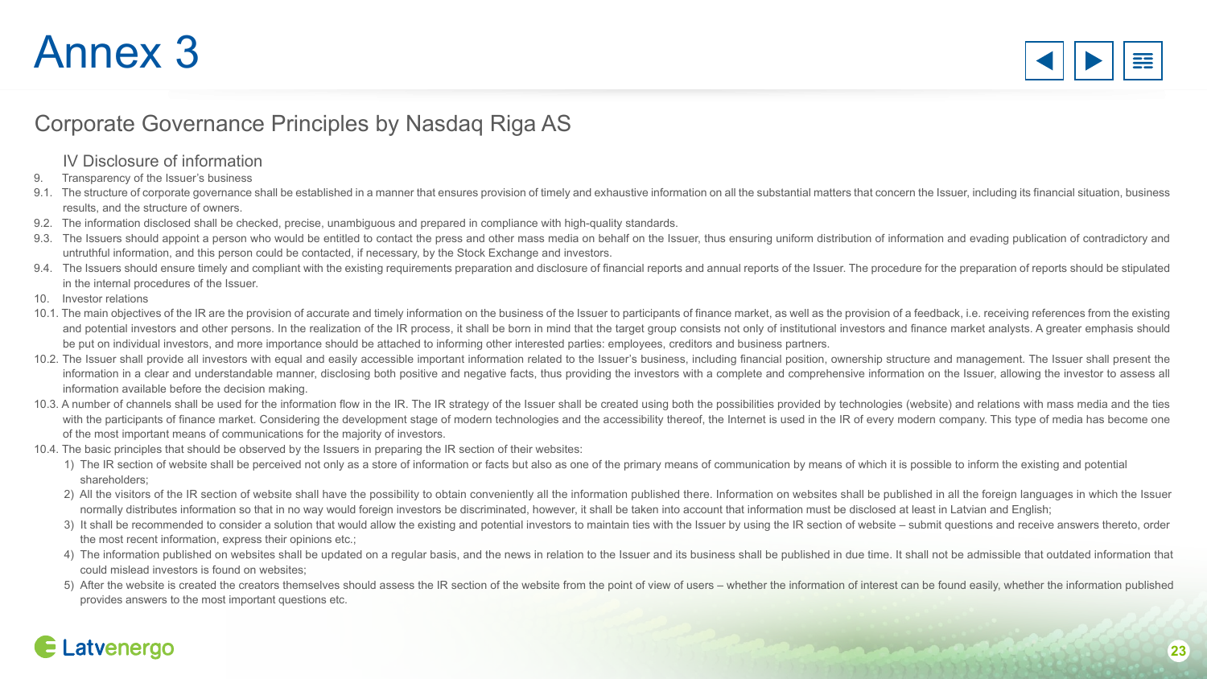# Annex 3

## Corporate Governance Principles by Nasdaq Riga AS

### IV Disclosure of information

9. Transparency of the Issuer's business

9.1. The structure of corporate governance shall be established in a manner that ensures provision of timely and exhaustive information on all the substantial matters that concern the Issuer, including its financial situation, business results, and the structure of owners.

9.2. The information disclosed shall be checked, precise, unambiguous and prepared in compliance with high-quality standards.

9.3. The Issuers should appoint a person who would be entitled to contact the press and other mass media on behalf on the Issuer, thus ensuring uniform distribution of information and evading publication of contradictory and untruthful information, and this person could be contacted, if necessary, by the Stock Exchange and investors.

9.4. The Issuers should ensure timely and compliant with the existing requirements preparation and disclosure of financial reports and annual reports of the Issuer. The procedure for the preparation of reports should be stipulated in the internal procedures of the Issuer.

10. Investor relations

10.1. The main objectives of the IR are the provision of accurate and timely information on the business of the Issuer to participants of finance market, as well as the provision of a feedback, i.e. receiving references from the existing and potential investors and other persons. In the realization of the IR process, it shall be born in mind that the target group consists not only of institutional investors and finance market analysts. A greater emphasis should be put on individual investors, and more importance should be attached to informing other interested parties: employees, creditors and business partners.

10.2. The Issuer shall provide all investors with equal and easily accessible important information related to the Issuer's business, including financial position, ownership structure and management. The Issuer shall present the information in a clear and understandable manner, disclosing both positive and negative facts, thus providing the investors with a complete and comprehensive information on the Issuer, allowing the investor to assess all information available before the decision making.

10.3. A number of channels shall be used for the information flow in the IR. The IR strategy of the Issuer shall be created using both the possibilities provided by technologies (website) and relations with mass media and the ties with the participants of finance market. Considering the development stage of modern technologies and the accessibility thereof, the Internet is used in the IR of every modern company. This type of media has become one of the most important means of communications for the majority of investors.

10.4. The basic principles that should be observed by the Issuers in preparing the IR section of their websites:

1) The IR section of website shall be perceived not only as a store of information or facts but also as one of the primary means of communication by means of which it is possible to inform the existing and potential shareholders;
2) All the visitors of the IR section of website shall have the possibility to obtain conveniently all the information published there. Information on websites shall be published in all the foreign languages in which the Issuer normally distributes information so that in no way would foreign investors be discriminated, however, it shall be taken into account that information must be disclosed at least in Latvian and English;
3) It shall be recommended to consider a solution that would allow the existing and potential investors to maintain ties with the Issuer by using the IR section of website – submit questions and receive answers thereto, order the most recent information, express their opinions etc.;
4) The information published on websites shall be updated on a regular basis, and the news in relation to the Issuer and its business shall be published in due time. It shall not be admissible that outdated information that could mislead investors is found on websites;
5) After the website is created the creators themselves should assess the IR section of the website from the point of view of users – whether the information of interest can be found easily, whether the information published provides answers to the most important questions etc.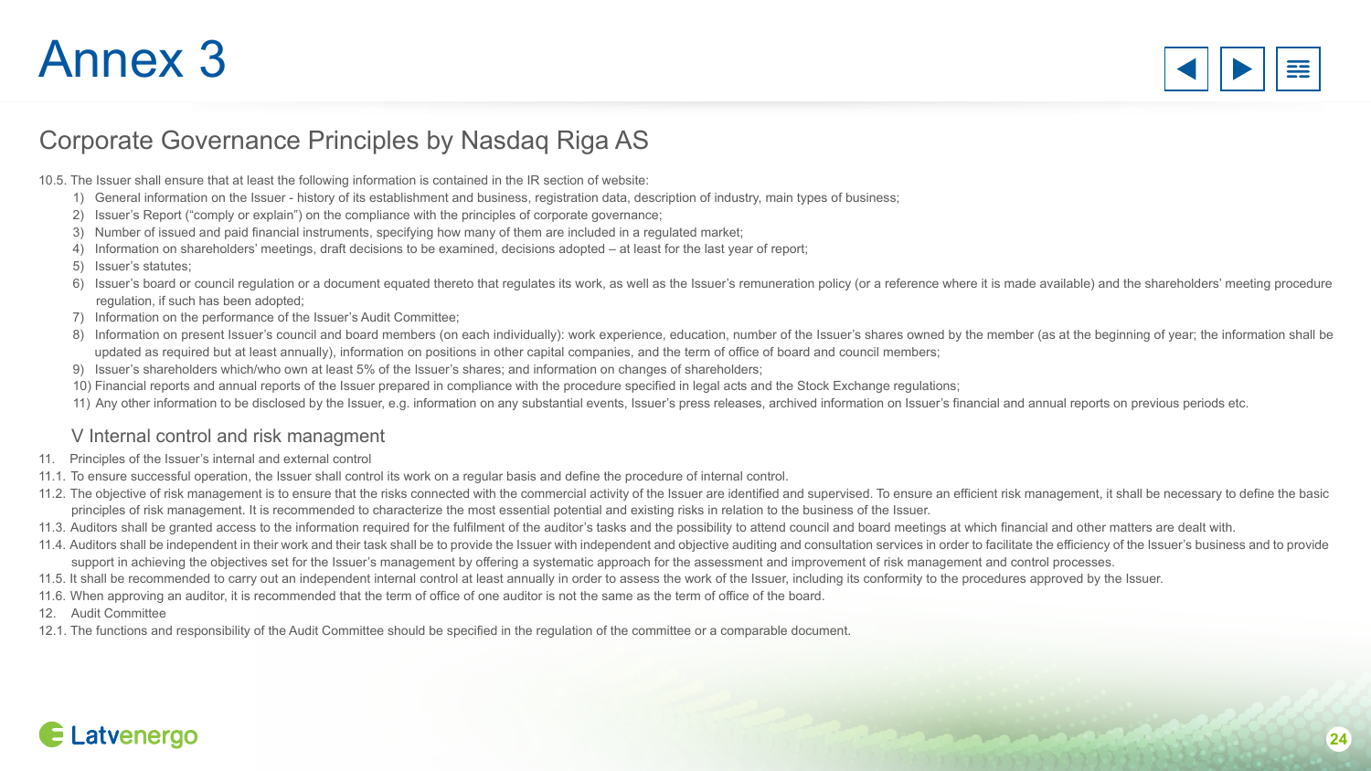# Annex 3

## Corporate Governance Principles by Nasdaq Riga AS

10.5. The Issuer shall ensure that at least the following information is contained in the IR section of website:

1) General information on the Issuer - history of its establishment and business, registration data, description of industry, main types of business;
2) Issuer's Report ("comply or explain") on the compliance with the principles of corporate governance;
3) Number of issued and paid financial instruments, specifying how many of them are included in a regulated market;
4) Information on shareholders' meetings, draft decisions to be examined, decisions adopted – at least for the last year of report;
5) Issuer's statutes;
6) Issuer's board or council regulation or a document equated thereto that regulates its work, as well as the Issuer's remuneration policy (or a reference where it is made available) and the shareholders' meeting procedure regulation, if such has been adopted;
7) Information on the performance of the Issuer's Audit Committee;
8) Information on present Issuer's council and board members (on each individually): work experience, education, number of the Issuer's shares owned by the member (as at the beginning of year; the information shall be updated as required but at least annually), information on positions in other capital companies, and the term of office of board and council members;
9) Issuer's shareholders which/who own at least 5% of the Issuer's shares; and information on changes of shareholders;
10) Financial reports and annual reports of the Issuer prepared in compliance with the procedure specified in legal acts and the Stock Exchange regulations;
11) Any other information to be disclosed by the Issuer, e.g. information on any substantial events, Issuer's press releases, archived information on Issuer's financial and annual reports on previous periods etc.

### V Internal control and risk managment

11. Principles of the Issuer's internal and external control

11.1. To ensure successful operation, the Issuer shall control its work on a regular basis and define the procedure of internal control.

11.2. The objective of risk management is to ensure that the risks connected with the commercial activity of the Issuer are identified and supervised. To ensure an efficient risk management, it shall be necessary to define the basic principles of risk management. It is recommended to characterize the most essential potential and existing risks in relation to the business of the Issuer.

11.3. Auditors shall be granted access to the information required for the fulfilment of the auditor's tasks and the possibility to attend council and board meetings at which financial and other matters are dealt with.

11.4. Auditors shall be independent in their work and their task shall be to provide the Issuer with independent and objective auditing and consultation services in order to facilitate the efficiency of the Issuer's business and to provide support in achieving the objectives set for the Issuer's management by offering a systematic approach for the assessment and improvement of risk management and control processes.

11.5. It shall be recommended to carry out an independent internal control at least annually in order to assess the work of the Issuer, including its conformity to the procedures approved by the Issuer.

11.6. When approving an auditor, it is recommended that the term of office of one auditor is not the same as the term of office of the board.

12. Audit Committee

12.1. The functions and responsibility of the Audit Committee should be specified in the regulation of the committee or a comparable document.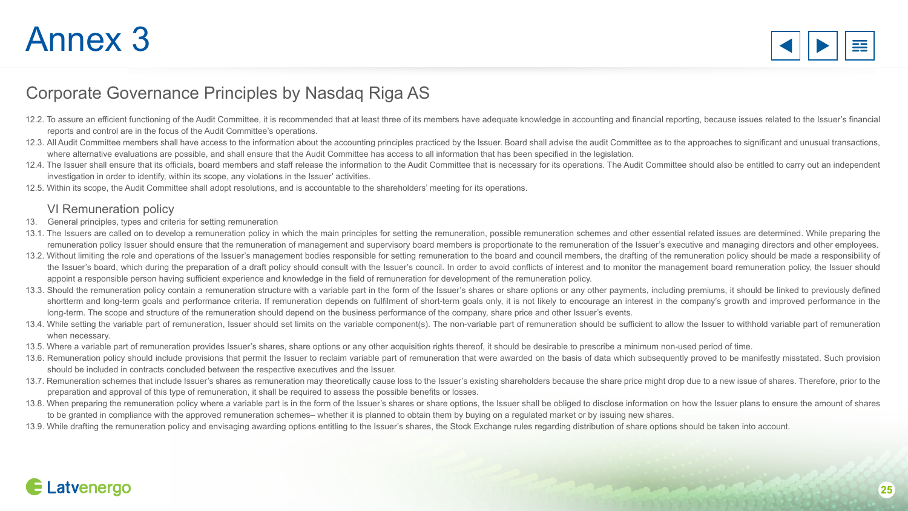# Annex 3

## Corporate Governance Principles by Nasdaq Riga AS

12.2. To assure an efficient functioning of the Audit Committee, it is recommended that at least three of its members have adequate knowledge in accounting and financial reporting, because issues related to the Issuer's financial reports and control are in the focus of the Audit Committee's operations.

12.3. All Audit Committee members shall have access to the information about the accounting principles practiced by the Issuer. Board shall advise the audit Committee as to the approaches to significant and unusual transactions, where alternative evaluations are possible, and shall ensure that the Audit Committee has access to all information that has been specified in the legislation.

12.4. The Issuer shall ensure that its officials, board members and staff release the information to the Audit Committee that is necessary for its operations. The Audit Committee should also be entitled to carry out an independent investigation in order to identify, within its scope, any violations in the Issuer' activities.

12.5. Within its scope, the Audit Committee shall adopt resolutions, and is accountable to the shareholders' meeting for its operations.

### VI Remuneration policy

13. General principles, types and criteria for setting remuneration

13.1. The Issuers are called on to develop a remuneration policy in which the main principles for setting the remuneration, possible remuneration schemes and other essential related issues are determined. While preparing the remuneration policy Issuer should ensure that the remuneration of management and supervisory board members is proportionate to the remuneration of the Issuer's executive and managing directors and other employees.

13.2. Without limiting the role and operations of the Issuer's management bodies responsible for setting remuneration to the board and council members, the drafting of the remuneration policy should be made a responsibility of the Issuer's board, which during the preparation of a draft policy should consult with the Issuer's council. In order to avoid conflicts of interest and to monitor the management board remuneration policy, the Issuer should appoint a responsible person having sufficient experience and knowledge in the field of remuneration for development of the remuneration policy.

13.3. Should the remuneration policy contain a remuneration structure with a variable part in the form of the Issuer's shares or share options or any other payments, including premiums, it should be linked to previously defined shortterm and long-term goals and performance criteria. If remuneration depends on fulfilment of short-term goals only, it is not likely to encourage an interest in the company's growth and improved performance in the long-term. The scope and structure of the remuneration should depend on the business performance of the company, share price and other Issuer's events.

13.4. While setting the variable part of remuneration, Issuer should set limits on the variable component(s). The non-variable part of remuneration should be sufficient to allow the Issuer to withhold variable part of remuneration when necessary.

13.5. Where a variable part of remuneration provides Issuer's shares, share options or any other acquisition rights thereof, it should be desirable to prescribe a minimum non-used period of time.

13.6. Remuneration policy should include provisions that permit the Issuer to reclaim variable part of remuneration that were awarded on the basis of data which subsequently proved to be manifestly misstated. Such provision should be included in contracts concluded between the respective executives and the Issuer.

13.7. Remuneration schemes that include Issuer's shares as remuneration may theoretically cause loss to the Issuer's existing shareholders because the share price might drop due to a new issue of shares. Therefore, prior to the preparation and approval of this type of remuneration, it shall be required to assess the possible benefits or losses.

13.8. When preparing the remuneration policy where a variable part is in the form of the Issuer's shares or share options, the Issuer shall be obliged to disclose information on how the Issuer plans to ensure the amount of shares to be granted in compliance with the approved remuneration schemes– whether it is planned to obtain them by buying on a regulated market or by issuing new shares.

13.9. While drafting the remuneration policy and envisaging awarding options entitling to the Issuer's shares, the Stock Exchange rules regarding distribution of share options should be taken into account.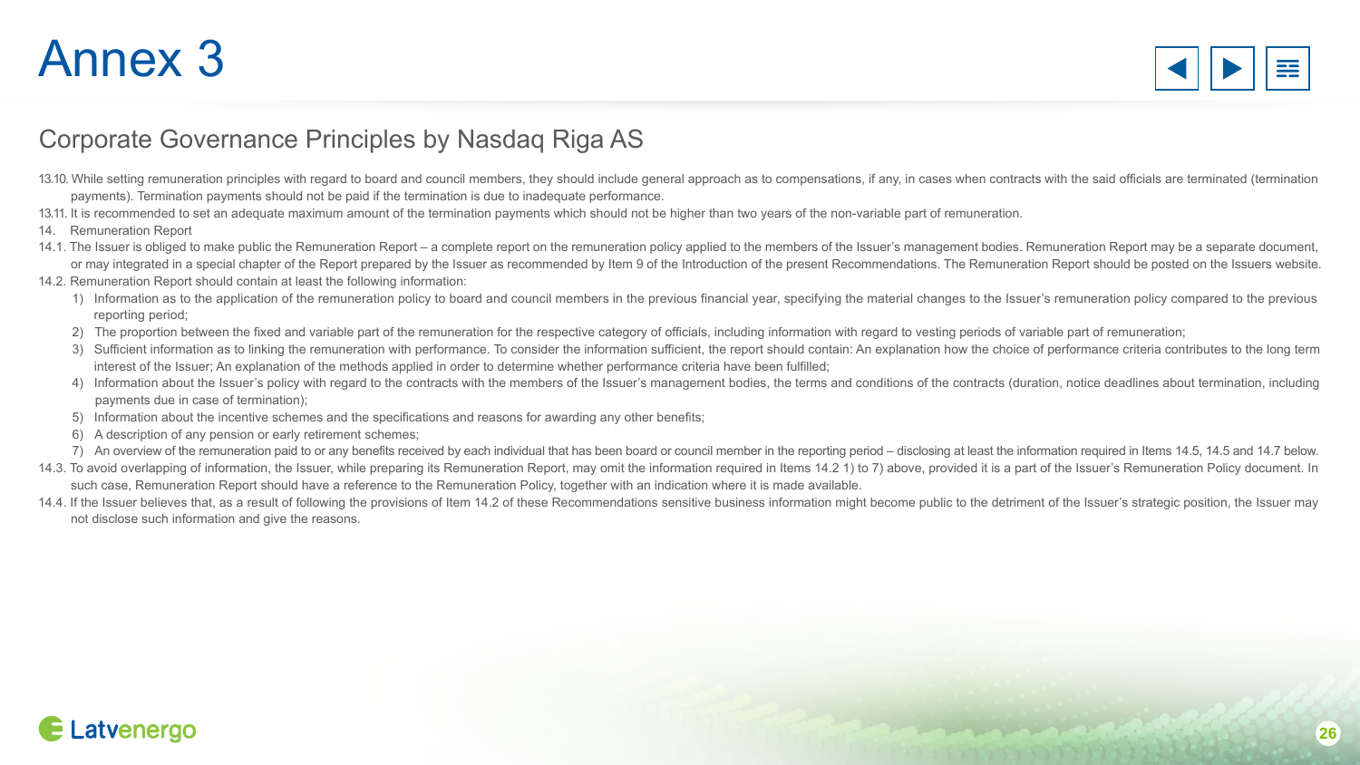# Annex 3

## Corporate Governance Principles by Nasdaq Riga AS

13.10. While setting remuneration principles with regard to board and council members, they should include general approach as to compensations, if any, in cases when contracts with the said officials are terminated (termination payments). Termination payments should not be paid if the termination is due to inadequate performance.

13.11. It is recommended to set an adequate maximum amount of the termination payments which should not be higher than two years of the non-variable part of remuneration.

14. Remuneration Report

14.1. The Issuer is obliged to make public the Remuneration Report – a complete report on the remuneration policy applied to the members of the Issuer's management bodies. Remuneration Report may be a separate document, or may integrated in a special chapter of the Report prepared by the Issuer as recommended by Item 9 of the Introduction of the present Recommendations. The Remuneration Report should be posted on the Issuers website.

14.2. Remuneration Report should contain at least the following information:

1) Information as to the application of the remuneration policy to board and council members in the previous financial year, specifying the material changes to the Issuer's remuneration policy compared to the previous reporting period;
2) The proportion between the fixed and variable part of the remuneration for the respective category of officials, including information with regard to vesting periods of variable part of remuneration;
3) Sufficient information as to linking the remuneration with performance. To consider the information sufficient, the report should contain: An explanation how the choice of performance criteria contributes to the long term interest of the Issuer; An explanation of the methods applied in order to determine whether performance criteria have been fulfilled;
4) Information about the Issuer's policy with regard to the contracts with the members of the Issuer's management bodies, the terms and conditions of the contracts (duration, notice deadlines about termination, including payments due in case of termination);
5) Information about the incentive schemes and the specifications and reasons for awarding any other benefits;
6) A description of any pension or early retirement schemes;
7) An overview of the remuneration paid to or any benefits received by each individual that has been board or council member in the reporting period – disclosing at least the information required in Items 14.5, 14.5 and 14.7 below.

14.3. To avoid overlapping of information, the Issuer, while preparing its Remuneration Report, may omit the information required in Items 14.2 1) to 7) above, provided it is a part of the Issuer's Remuneration Policy document. In such case, Remuneration Report should have a reference to the Remuneration Policy, together with an indication where it is made available.

14.4. If the Issuer believes that, as a result of following the provisions of Item 14.2 of these Recommendations sensitive business information might become public to the detriment of the Issuer's strategic position, the Issuer may not disclose such information and give the reasons.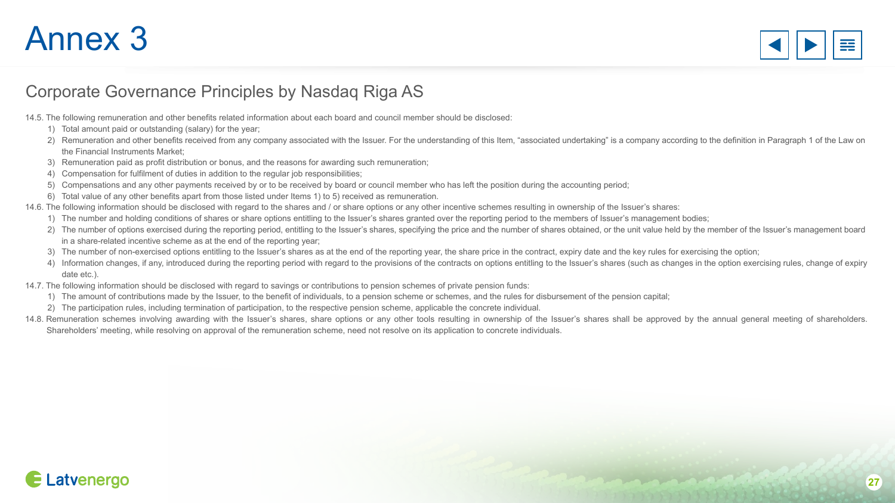# Annex 3

## Corporate Governance Principles by Nasdaq Riga AS

14.5. The following remuneration and other benefits related information about each board and council member should be disclosed:

1) Total amount paid or outstanding (salary) for the year;
2) Remuneration and other benefits received from any company associated with the Issuer. For the understanding of this Item, "associated undertaking" is a company according to the definition in Paragraph 1 of the Law on the Financial Instruments Market;
3) Remuneration paid as profit distribution or bonus, and the reasons for awarding such remuneration;
4) Compensation for fulfilment of duties in addition to the regular job responsibilities;
5) Compensations and any other payments received by or to be received by board or council member who has left the position during the accounting period;
6) Total value of any other benefits apart from those listed under Items 1) to 5) received as remuneration.

14.6. The following information should be disclosed with regard to the shares and / or share options or any other incentive schemes resulting in ownership of the Issuer's shares:

1) The number and holding conditions of shares or share options entitling to the Issuer's shares granted over the reporting period to the members of Issuer's management bodies;
2) The number of options exercised during the reporting period, entitling to the Issuer's shares, specifying the price and the number of shares obtained, or the unit value held by the member of the Issuer's management board in a share-related incentive scheme as at the end of the reporting year;
3) The number of non-exercised options entitling to the Issuer's shares as at the end of the reporting year, the share price in the contract, expiry date and the key rules for exercising the option;
4) Information changes, if any, introduced during the reporting period with regard to the provisions of the contracts on options entitling to the Issuer's shares (such as changes in the option exercising rules, change of expiry date etc.).

14.7. The following information should be disclosed with regard to savings or contributions to pension schemes of private pension funds:

1) The amount of contributions made by the Issuer, to the benefit of individuals, to a pension scheme or schemes, and the rules for disbursement of the pension capital;
2) The participation rules, including termination of participation, to the respective pension scheme, applicable the concrete individual.

14.8. Remuneration schemes involving awarding with the Issuer's shares, share options or any other tools resulting in ownership of the Issuer's shares shall be approved by the annual general meeting of shareholders. Shareholders' meeting, while resolving on approval of the remuneration scheme, need not resolve on its application to concrete individuals.